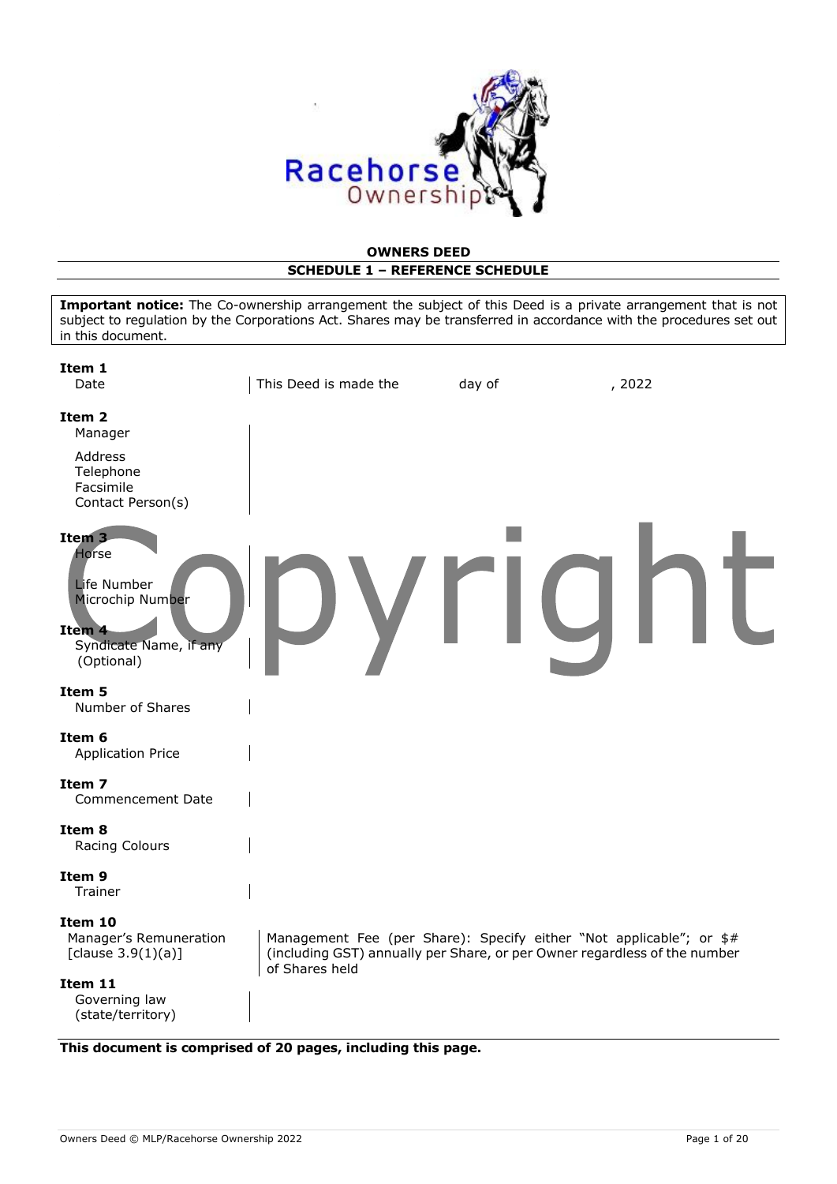# OWNERS DEED

## SCHEDULE 1 – REFERENCE SCHEDULE

**Important notice:** The Co-ownership arrangement the subject of this Deed is a private arrangement that is not subject to regulation by the Corporations Act. Shares may be transferred in accordance with the procedures set out in this document.

| | |
|---|---|
| **Item 1**<br>Date | This Deed is made the day of , 2022 |
| **Item 2**<br>Manager<br>Address<br>Telephone<br>Facsimile<br>Contact Person(s) | |
| **Item 3**<br>Horse<br>Life Number<br>Microchip Number | |
| **Item 4**<br>Syndicate Name, if any (Optional) | |
| **Item 5**<br>Number of Shares | |
| **Item 6**<br>Application Price | |
| **Item 7**<br>Commencement Date | |
| **Item 8**<br>Racing Colours | |
| **Item 9**<br>Trainer | |
| **Item 10**<br>Manager's Remuneration [clause 3.9(1)(a)] | Management Fee (per Share): Specify either "Not applicable"; or $# (including GST) annually per Share, or per Owner regardless of the number of Shares held |
| **Item 11**<br>Governing law (state/territory) | |

**This document is comprised of 20 pages, including this page.**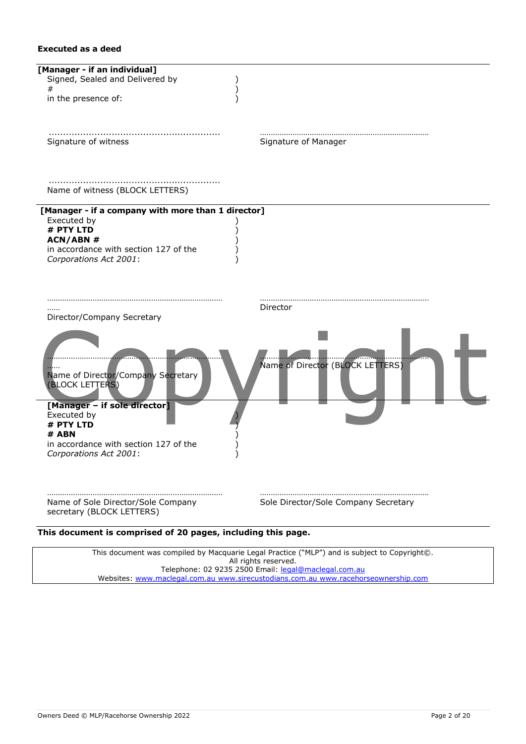**Executed as a deed**

**[Manager - if an individual]**

Signed, Sealed and Delivered by )
# )
in the presence of: )

............................................................ Signature of witness

............................................................ Signature of Manager

............................................................ Name of witness (BLOCK LETTERS)

**[Manager - if a company with more than 1 director]**

Executed by )
**# PTY LTD** )
**ACN/ABN #** )
in accordance with section 127 of the )
*Corporations Act 2001*: )

...................................................................................... Director/Company Secretary

............................................................................ Director

...................................................................................... Name of Director/Company Secretary (BLOCK LETTERS)

............................................................................ Name of Director (BLOCK LETTERS)

**[Manager – if sole director]**

Executed by )
**# PTY LTD** )
**# ABN** )
in accordance with section 127 of the )
*Corporations Act 2001*: )

............................................................................ Name of Sole Director/Sole Company secretary (BLOCK LETTERS)

............................................................................ Sole Director/Sole Company Secretary

**This document is comprised of 20 pages, including this page.**

This document was compiled by Macquarie Legal Practice ("MLP") and is subject to Copyright©.
All rights reserved.
Telephone: 02 9235 2500 Email: legal@maclegal.com.au
Websites: www.maclegal.com.au www.sirecustodians.com.au www.racehorseownership.com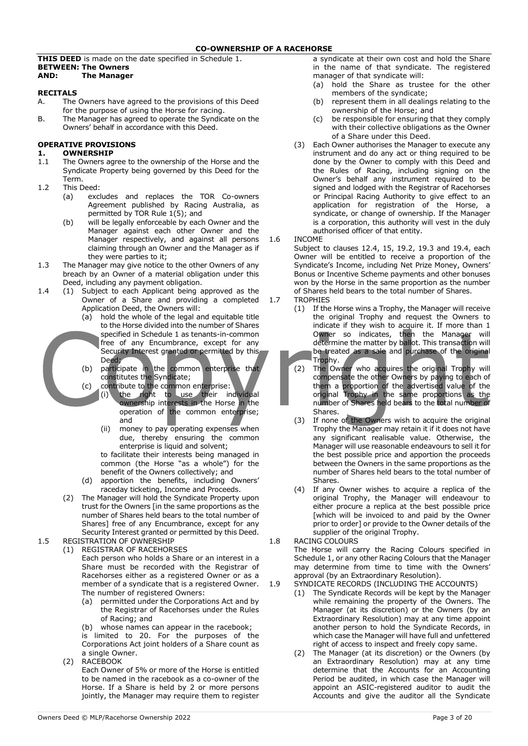# CO-OWNERSHIP OF A RACEHORSE

**THIS DEED** is made on the date specified in Schedule 1.
**BETWEEN: The Owners**
**AND: The Manager**

## RECITALS

A. The Owners have agreed to the provisions of this Deed for the purpose of using the Horse for racing.

B. The Manager has agreed to operate the Syndicate on the Owners' behalf in accordance with this Deed.

## OPERATIVE PROVISIONS

### 1. OWNERSHIP

1.1 The Owners agree to the ownership of the Horse and the Syndicate Property being governed by this Deed for the Term.

1.2 This Deed:
   - (a) excludes and replaces the TOR Co-owners Agreement published by Racing Australia, as permitted by TOR Rule 1(5); and
   - (b) will be legally enforceable by each Owner and the Manager against each other Owner and the Manager respectively, and against all persons claiming through an Owner and the Manager as if they were parties to it;

1.3 The Manager may give notice to the other Owners of any breach by an Owner of a material obligation under this Deed, including any payment obligation.

1.4 (1) Subject to each Applicant being approved as the Owner of a Share and providing a completed Application Deed, the Owners will:
   - (a) hold the whole of the legal and equitable title to the Horse divided into the number of Shares specified in Schedule 1 as tenants-in-common free of any Encumbrance, except for any Security Interest granted or permitted by this Deed;
   - (b) participate in the common enterprise that constitutes the Syndicate;
   - (c) contribute to the common enterprise:
     - (i) the right to use their individual ownership interests in the Horse in the operation of the common enterprise; and
     - (ii) money to pay operating expenses when due, thereby ensuring the common enterprise is liquid and solvent;

     to facilitate their interests being managed in common (the Horse "as a whole") for the benefit of the Owners collectively; and
   - (d) apportion the benefits, including Owners' raceday ticketing, Income and Proceeds.

   (2) The Manager will hold the Syndicate Property upon trust for the Owners [in the same proportions as the number of Shares held bears to the total number of Shares] free of any Encumbrance, except for any Security Interest granted or permitted by this Deed.

1.5 REGISTRATION OF OWNERSHIP

   (1) REGISTRAR OF RACEHORSES

   Each person who holds a Share or an interest in a Share must be recorded with the Registrar of Racehorses either as a registered Owner or as a member of a syndicate that is a registered Owner. The number of registered Owners:
   - (a) permitted under the Corporations Act and by the Registrar of Racehorses under the Rules of Racing; and
   - (b) whose names can appear in the racebook;

   is limited to 20. For the purposes of the Corporations Act joint holders of a Share count as a single Owner.

   (2) RACEBOOK

   Each Owner of 5% or more of the Horse is entitled to be named in the racebook as a co-owner of the Horse. If a Share is held by 2 or more persons jointly, the Manager may require them to register a syndicate at their own cost and hold the Share in the name of that syndicate. The registered manager of that syndicate will:
   - (a) hold the Share as trustee for the other members of the syndicate;
   - (b) represent them in all dealings relating to the ownership of the Horse; and
   - (c) be responsible for ensuring that they comply with their collective obligations as the Owner of a Share under this Deed.

   (3) Each Owner authorises the Manager to execute any instrument and do any act or thing required to be done by the Owner to comply with this Deed and the Rules of Racing, including signing on the Owner's behalf any instrument required to be signed and lodged with the Registrar of Racehorses or Principal Racing Authority to give effect to an application for registration of the Horse, a syndicate, or change of ownership. If the Manager is a corporation, this authority will vest in the duly authorised officer of that entity.

1.6 INCOME

Subject to clauses 12.4, 15, 19.2, 19.3 and 19.4, each Owner will be entitled to receive a proportion of the Syndicate's Income, including Net Prize Money, Owners' Bonus or Incentive Scheme payments and other bonuses won by the Horse in the same proportion as the number of Shares held bears to the total number of Shares.

1.7 TROPHIES

   (1) If the Horse wins a Trophy, the Manager will receive the original Trophy and request the Owners to indicate if they wish to acquire it. If more than 1 Owner so indicates, then the Manager will determine the matter by ballot. This transaction will be treated as a sale and purchase of the original Trophy.

   (2) The Owner who acquires the original Trophy will compensate the other Owners by paying to each of them a proportion of the advertised value of the original Trophy in the same proportions as the number of Shares held bears to the total number of Shares.

   (3) If none of the Owners wish to acquire the original Trophy the Manager may retain it if it does not have any significant realisable value. Otherwise, the Manager will use reasonable endeavours to sell it for the best possible price and apportion the proceeds between the Owners in the same proportions as the number of Shares held bears to the total number of Shares.

   (4) If any Owner wishes to acquire a replica of the original Trophy, the Manager will endeavour to either procure a replica at the best possible price [which will be invoiced to and paid by the Owner prior to order] or provide to the Owner details of the supplier of the original Trophy.

1.8 RACING COLOURS

The Horse will carry the Racing Colours specified in Schedule 1, or any other Racing Colours that the Manager may determine from time to time with the Owners' approval (by an Extraordinary Resolution).

1.9 SYNDICATE RECORDS (INCLUDING THE ACCOUNTS)

   (1) The Syndicate Records will be kept by the Manager while remaining the property of the Owners. The Manager (at its discretion) or the Owners (by an Extraordinary Resolution) may at any time appoint another person to hold the Syndicate Records, in which case the Manager will have full and unfettered right of access to inspect and freely copy same.

   (2) The Manager (at its discretion) or the Owners (by an Extraordinary Resolution) may at any time determine that the Accounts for an Accounting Period be audited, in which case the Manager will appoint an ASIC-registered auditor to audit the Accounts and give the auditor all the Syndicate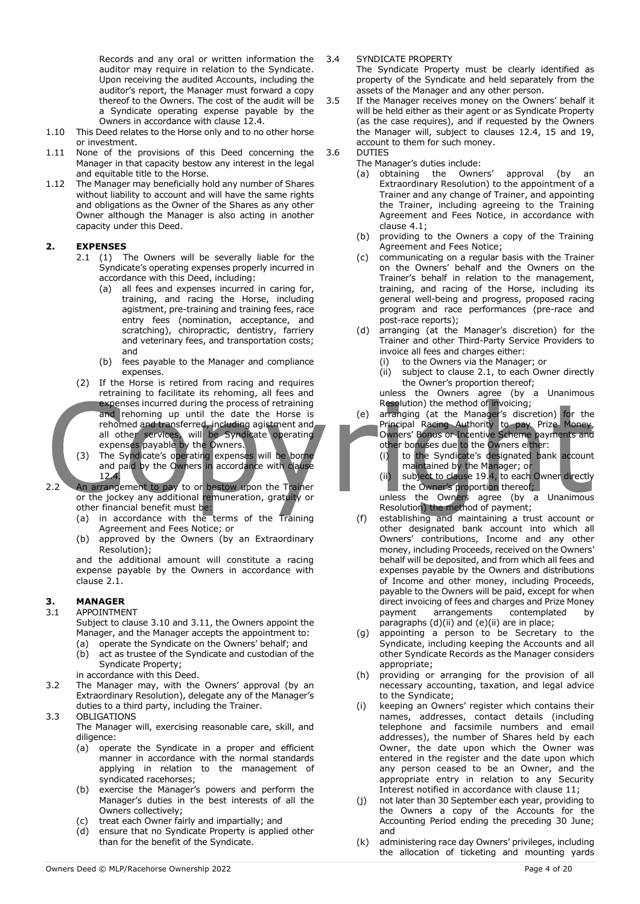Records and any oral or written information the auditor may require in relation to the Syndicate. Upon receiving the audited Accounts, including the auditor's report, the Manager must forward a copy thereof to the Owners. The cost of the audit will be a Syndicate operating expense payable by the Owners in accordance with clause 12.4.

1.10 This Deed relates to the Horse only and to no other horse or investment.

1.11 None of the provisions of this Deed concerning the Manager in that capacity bestow any interest in the legal and equitable title to the Horse.

1.12 The Manager may beneficially hold any number of Shares without liability to account and will have the same rights and obligations as the Owner of the Shares as any other Owner although the Manager is also acting in another capacity under this Deed.

## 2. EXPENSES

2.1 (1) The Owners will be severally liable for the Syndicate's operating expenses properly incurred in accordance with this Deed, including:

(a) all fees and expenses incurred in caring for, training, and racing the Horse, including agistment, pre-training and training fees, race entry fees (nomination, acceptance, and scratching), chiropractic, dentistry, farriery and veterinary fees, and transportation costs; and

(b) fees payable to the Manager and compliance expenses.

(2) If the Horse is retired from racing and requires retraining to facilitate its rehoming, all fees and expenses incurred during the process of retraining and rehoming up until the date the Horse is rehomed and transferred, including agistment and all other services, will be Syndicate operating expenses payable by the Owners.

(3) The Syndicate's operating expenses will be borne and paid by the Owners in accordance with clause 12.4.

2.2 An arrangement to pay to or bestow upon the Trainer or the jockey any additional remuneration, gratuity or other financial benefit must be:

(a) in accordance with the terms of the Training Agreement and Fees Notice; or

(b) approved by the Owners (by an Extraordinary Resolution);

and the additional amount will constitute a racing expense payable by the Owners in accordance with clause 2.1.

## 3. MANAGER

3.1 APPOINTMENT

Subject to clause 3.10 and 3.11, the Owners appoint the Manager, and the Manager accepts the appointment to:

(a) operate the Syndicate on the Owners' behalf; and

(b) act as trustee of the Syndicate and custodian of the Syndicate Property;

in accordance with this Deed.

3.2 The Manager may, with the Owners' approval (by an Extraordinary Resolution), delegate any of the Manager's duties to a third party, including the Trainer.

3.3 OBLIGATIONS

The Manager will, exercising reasonable care, skill, and diligence:

(a) operate the Syndicate in a proper and efficient manner in accordance with the normal standards applying in relation to the management of syndicated racehorses;

(b) exercise the Manager's powers and perform the Manager's duties in the best interests of all the Owners collectively;

(c) treat each Owner fairly and impartially; and

(d) ensure that no Syndicate Property is applied other than for the benefit of the Syndicate.

3.4 SYNDICATE PROPERTY

The Syndicate Property must be clearly identified as property of the Syndicate and held separately from the assets of the Manager and any other person.

3.5 If the Manager receives money on the Owners' behalf it will be held either as their agent or as Syndicate Property (as the case requires), and if requested by the Owners the Manager will, subject to clauses 12.4, 15 and 19, account to them for such money.

3.6 DUTIES

The Manager's duties include:

(a) obtaining the Owners' approval (by an Extraordinary Resolution) to the appointment of a Trainer and any change of Trainer, and appointing the Trainer, including agreeing to the Training Agreement and Fees Notice, in accordance with clause 4.1;

(b) providing to the Owners a copy of the Training Agreement and Fees Notice;

(c) communicating on a regular basis with the Trainer on the Owners' behalf and the Owners on the Trainer's behalf in relation to the management, training, and racing of the Horse, including its general well-being and progress, proposed racing program and race performances (pre-race and post-race reports);

(d) arranging (at the Manager's discretion) for the Trainer and other Third-Party Service Providers to invoice all fees and charges either:

(i) to the Owners via the Manager; or

(ii) subject to clause 2.1, to each Owner directly the Owner's proportion thereof;

unless the Owners agree (by a Unanimous Resolution) the method of invoicing;

(e) arranging (at the Manager's discretion) for the Principal Racing Authority to pay Prize Money, Owners' Bonus or Incentive Scheme payments and other bonuses due to the Owners either:

(i) to the Syndicate's designated bank account maintained by the Manager; or

(ii) subject to clause 19.4, to each Owner directly the Owner's proportion thereof;

unless the Owners agree (by a Unanimous Resolution) the method of payment;

(f) establishing and maintaining a trust account or other designated bank account into which all Owners' contributions, Income and any other money, including Proceeds, received on the Owners' behalf will be deposited, and from which all fees and expenses payable by the Owners and distributions of Income and other money, including Proceeds, payable to the Owners will be paid, except for when direct invoicing of fees and charges and Prize Money payment arrangements contemplated by paragraphs (d)(ii) and (e)(ii) are in place;

(g) appointing a person to be Secretary to the Syndicate, including keeping the Accounts and all other Syndicate Records as the Manager considers appropriate;

(h) providing or arranging for the provision of all necessary accounting, taxation, and legal advice to the Syndicate;

(i) keeping an Owners' register which contains their names, addresses, contact details (including telephone and facsimile numbers and email addresses), the number of Shares held by each Owner, the date upon which the Owner was entered in the register and the date upon which any person ceased to be an Owner, and the appropriate entry in relation to any Security Interest notified in accordance with clause 11;

(j) not later than 30 September each year, providing to the Owners a copy of the Accounts for the Accounting Period ending the preceding 30 June; and

(k) administering race day Owners' privileges, including the allocation of ticketing and mounting yards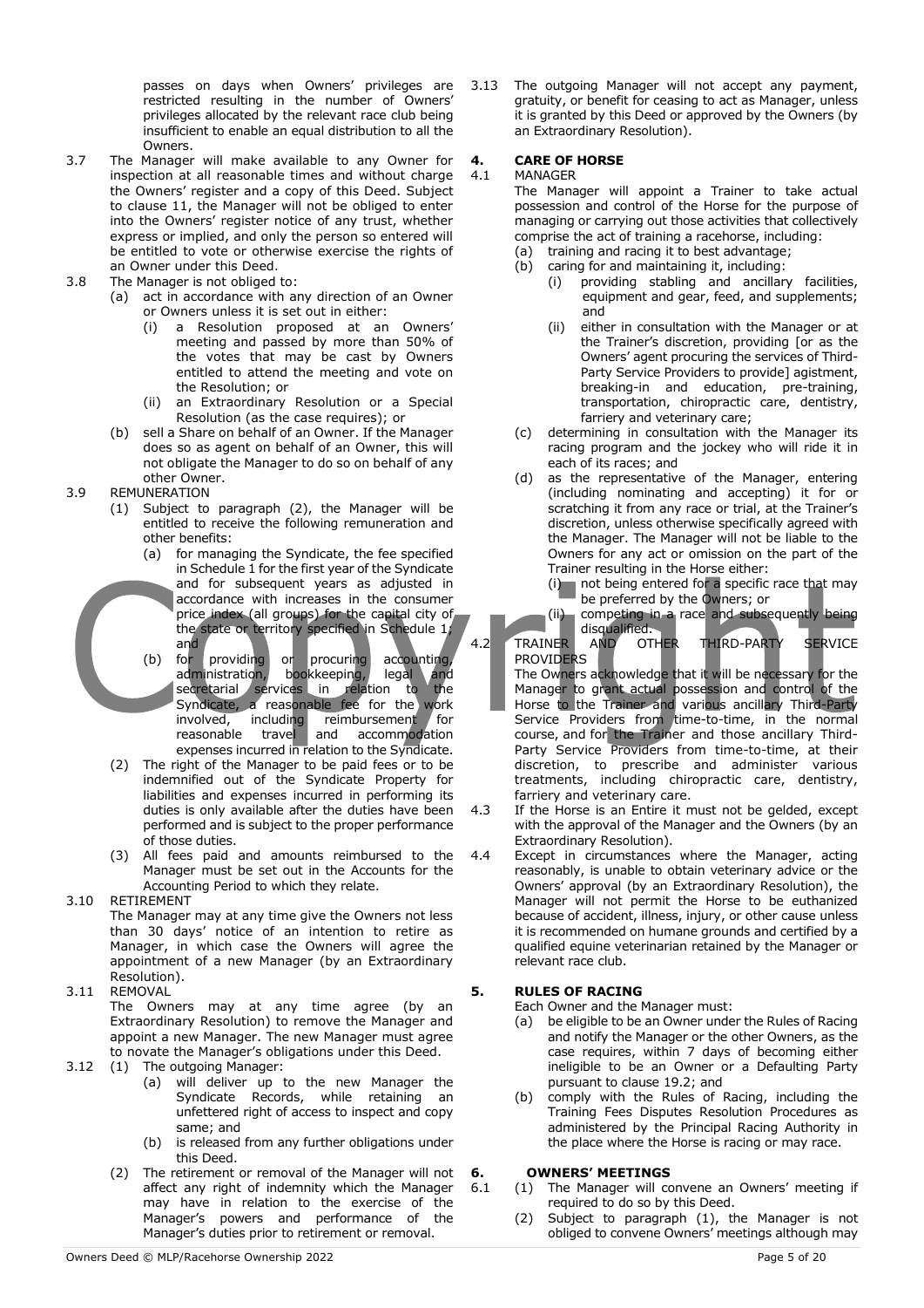passes on days when Owners' privileges are restricted resulting in the number of Owners' privileges allocated by the relevant race club being insufficient to enable an equal distribution to all the Owners.

3.7 The Manager will make available to any Owner for inspection at all reasonable times and without charge the Owners' register and a copy of this Deed. Subject to clause 11, the Manager will not be obliged to enter into the Owners' register notice of any trust, whether express or implied, and only the person so entered will be entitled to vote or otherwise exercise the rights of an Owner under this Deed.

3.8 The Manager is not obliged to:
- (a) act in accordance with any direction of an Owner or Owners unless it is set out in either:
  - (i) a Resolution proposed at an Owners' meeting and passed by more than 50% of the votes that may be cast by Owners entitled to attend the meeting and vote on the Resolution; or
  - (ii) an Extraordinary Resolution or a Special Resolution (as the case requires); or
- (b) sell a Share on behalf of an Owner. If the Manager does so as agent on behalf of an Owner, this will not obligate the Manager to do so on behalf of any other Owner.

3.9 REMUNERATION
- (1) Subject to paragraph (2), the Manager will be entitled to receive the following remuneration and other benefits:
  - (a) for managing the Syndicate, the fee specified in Schedule 1 for the first year of the Syndicate and for subsequent years as adjusted in accordance with increases in the consumer price index (all groups) for the capital city of the state or territory specified in Schedule 1; and
  - (b) for providing or procuring accounting, administration, bookkeeping, legal and secretarial services in relation to the Syndicate, a reasonable fee for the work involved, including reimbursement for reasonable travel and accommodation expenses incurred in relation to the Syndicate.
- (2) The right of the Manager to be paid fees or to be indemnified out of the Syndicate Property for liabilities and expenses incurred in performing its duties is only available after the duties have been performed and is subject to the proper performance of those duties.
- (3) All fees paid and amounts reimbursed to the Manager must be set out in the Accounts for the Accounting Period to which they relate.

3.10 RETIREMENT

The Manager may at any time give the Owners not less than 30 days' notice of an intention to retire as Manager, in which case the Owners will agree the appointment of a new Manager (by an Extraordinary Resolution).

3.11 REMOVAL

The Owners may at any time agree (by an Extraordinary Resolution) to remove the Manager and appoint a new Manager. The new Manager must agree to novate the Manager's obligations under this Deed.

3.12
- (1) The outgoing Manager:
  - (a) will deliver up to the new Manager the Syndicate Records, while retaining an unfettered right of access to inspect and copy same; and
  - (b) is released from any further obligations under this Deed.
- (2) The retirement or removal of the Manager will not affect any right of indemnity which the Manager may have in relation to the exercise of the Manager's powers and performance of the Manager's duties prior to retirement or removal.

3.13 The outgoing Manager will not accept any payment, gratuity, or benefit for ceasing to act as Manager, unless it is granted by this Deed or approved by the Owners (by an Extraordinary Resolution).

## 4. CARE OF HORSE

4.1 MANAGER

The Manager will appoint a Trainer to take actual possession and control of the Horse for the purpose of managing or carrying out those activities that collectively comprise the act of training a racehorse, including:
- (a) training and racing it to best advantage;
- (b) caring for and maintaining it, including:
  - (i) providing stabling and ancillary facilities, equipment and gear, feed, and supplements; and
  - (ii) either in consultation with the Manager or at the Trainer's discretion, providing [or as the Owners' agent procuring the services of Third-Party Service Providers to provide] agistment, breaking-in and education, pre-training, transportation, chiropractic care, dentistry, farriery and veterinary care;
- (c) determining in consultation with the Manager its racing program and the jockey who will ride it in each of its races; and
- (d) as the representative of the Manager, entering (including nominating and accepting) it for or scratching it from any race or trial, at the Trainer's discretion, unless otherwise specifically agreed with the Manager. The Manager will not be liable to the Owners for any act or omission on the part of the Trainer resulting in the Horse either:
  - (i) not being entered for a specific race that may be preferred by the Owners; or
  - (ii) competing in a race and subsequently being disqualified.

4.2 TRAINER AND OTHER THIRD-PARTY SERVICE PROVIDERS

The Owners acknowledge that it will be necessary for the Manager to grant actual possession and control of the Horse to the Trainer and various ancillary Third-Party Service Providers from time-to-time, in the normal course, and for the Trainer and those ancillary Third-Party Service Providers from time-to-time, at their discretion, to prescribe and administer various treatments, including chiropractic care, dentistry, farriery and veterinary care.

4.3 If the Horse is an Entire it must not be gelded, except with the approval of the Manager and the Owners (by an Extraordinary Resolution).

4.4 Except in circumstances where the Manager, acting reasonably, is unable to obtain veterinary advice or the Owners' approval (by an Extraordinary Resolution), the Manager will not permit the Horse to be euthanized because of accident, illness, injury, or other cause unless it is recommended on humane grounds and certified by a qualified equine veterinarian retained by the Manager or relevant race club.

## 5. RULES OF RACING

Each Owner and the Manager must:
- (a) be eligible to be an Owner under the Rules of Racing and notify the Manager or the other Owners, as the case requires, within 7 days of becoming either ineligible to be an Owner or a Defaulting Party pursuant to clause 19.2; and
- (b) comply with the Rules of Racing, including the Training Fees Disputes Resolution Procedures as administered by the Principal Racing Authority in the place where the Horse is racing or may race.

## 6. OWNERS' MEETINGS

6.1
- (1) The Manager will convene an Owners' meeting if required to do so by this Deed.
- (2) Subject to paragraph (1), the Manager is not obliged to convene Owners' meetings although may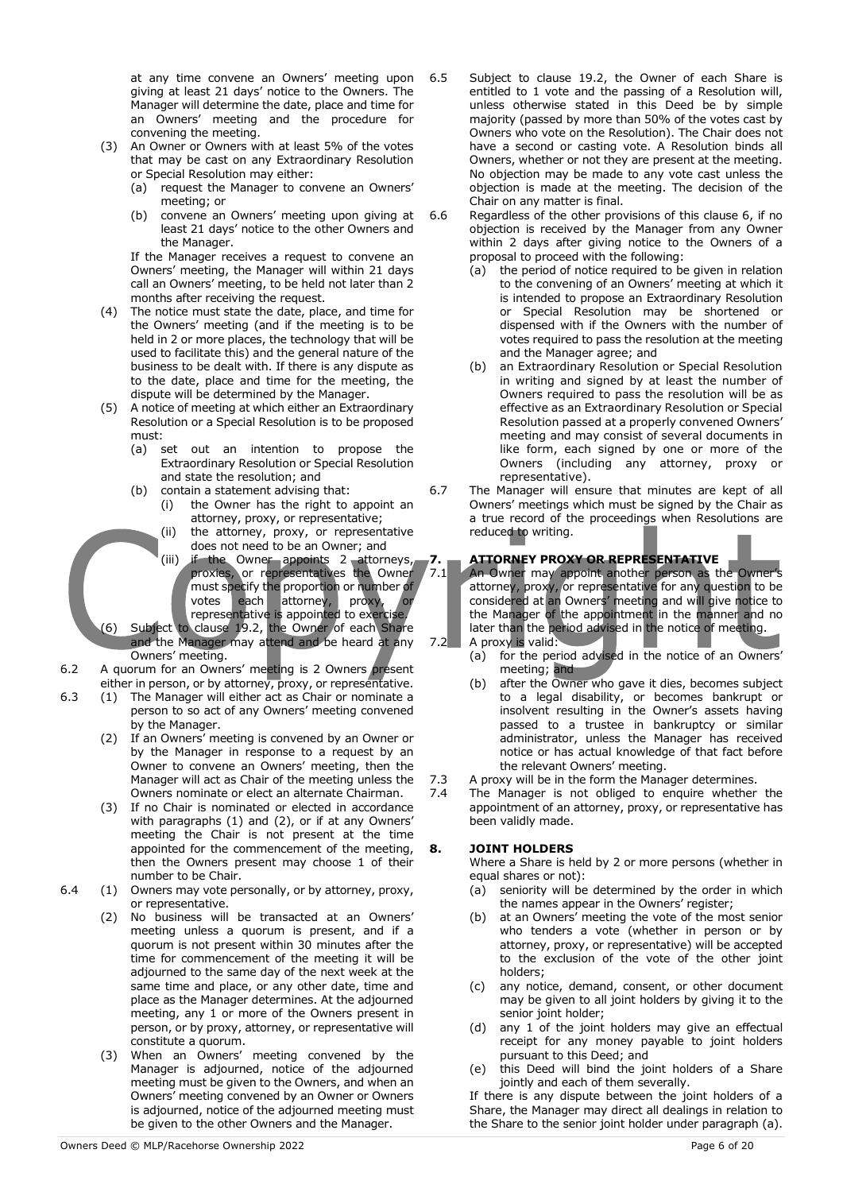at any time convene an Owners' meeting upon giving at least 21 days' notice to the Owners. The Manager will determine the date, place and time for an Owners' meeting and the procedure for convening the meeting.

(3) An Owner or Owners with at least 5% of the votes that may be cast on any Extraordinary Resolution or Special Resolution may either:
   (a) request the Manager to convene an Owners' meeting; or
   (b) convene an Owners' meeting upon giving at least 21 days' notice to the other Owners and the Manager.

   If the Manager receives a request to convene an Owners' meeting, the Manager will within 21 days call an Owners' meeting, to be held not later than 2 months after receiving the request.

(4) The notice must state the date, place, and time for the Owners' meeting (and if the meeting is to be held in 2 or more places, the technology that will be used to facilitate this) and the general nature of the business to be dealt with. If there is any dispute as to the date, place and time for the meeting, the dispute will be determined by the Manager.

(5) A notice of meeting at which either an Extraordinary Resolution or a Special Resolution is to be proposed must:
   (a) set out an intention to propose the Extraordinary Resolution or Special Resolution and state the resolution; and
   (b) contain a statement advising that:
      (i) the Owner has the right to appoint an attorney, proxy, or representative;
      (ii) the attorney, proxy, or representative does not need to be an Owner; and
      (iii) if the Owner appoints 2 attorneys, proxies, or representatives the Owner must specify the proportion or number of votes each attorney, proxy, or representative is appointed to exercise.

(6) Subject to clause 19.2, the Owner of each Share and the Manager may attend and be heard at any Owners' meeting.

6.2 A quorum for an Owners' meeting is 2 Owners present either in person, or by attorney, proxy, or representative.

6.3 (1) The Manager will either act as Chair or nominate a person to so act of any Owners' meeting convened by the Manager.

(2) If an Owners' meeting is convened by an Owner or by the Manager in response to a request by an Owner to convene an Owners' meeting, then the Manager will act as Chair of the meeting unless the Owners nominate or elect an alternate Chairman.

(3) If no Chair is nominated or elected in accordance with paragraphs (1) and (2), or if at any Owners' meeting the Chair is not present at the time appointed for the commencement of the meeting, then the Owners present may choose 1 of their number to be Chair.

6.4 (1) Owners may vote personally, or by attorney, proxy, or representative.

(2) No business will be transacted at an Owners' meeting unless a quorum is present, and if a quorum is not present within 30 minutes after the time for commencement of the meeting it will be adjourned to the same day of the next week at the same time and place, or any other date, time and place as the Manager determines. At the adjourned meeting, any 1 or more of the Owners present in person, or by proxy, attorney, or representative will constitute a quorum.

(3) When an Owners' meeting convened by the Manager is adjourned, notice of the adjourned meeting must be given to the Owners, and when an Owners' meeting convened by an Owner or Owners is adjourned, notice of the adjourned meeting must be given to the other Owners and the Manager.

6.5 Subject to clause 19.2, the Owner of each Share is entitled to 1 vote and the passing of a Resolution will, unless otherwise stated in this Deed be by simple majority (passed by more than 50% of the votes cast by Owners who vote on the Resolution). The Chair does not have a second or casting vote. A Resolution binds all Owners, whether or not they are present at the meeting. No objection may be made to any vote cast unless the objection is made at the meeting. The decision of the Chair on any matter is final.

6.6 Regardless of the other provisions of this clause 6, if no objection is received by the Manager from any Owner within 2 days after giving notice to the Owners of a proposal to proceed with the following:
   (a) the period of notice required to be given in relation to the convening of an Owners' meeting at which it is intended to propose an Extraordinary Resolution or Special Resolution may be shortened or dispensed with if the Owners with the number of votes required to pass the resolution at the meeting and the Manager agree; and
   (b) an Extraordinary Resolution or Special Resolution in writing and signed by at least the number of Owners required to pass the resolution will be as effective as an Extraordinary Resolution or Special Resolution passed at a properly convened Owners' meeting and may consist of several documents in like form, each signed by one or more of the Owners (including any attorney, proxy or representative).

6.7 The Manager will ensure that minutes are kept of all Owners' meetings which must be signed by the Chair as a true record of the proceedings when Resolutions are reduced to writing.

## 7. ATTORNEY PROXY OR REPRESENTATIVE

7.1 An Owner may appoint another person as the Owner's attorney, proxy, or representative for any question to be considered at an Owners' meeting and will give notice to the Manager of the appointment in the manner and no later than the period advised in the notice of meeting.

7.2 A proxy is valid:
   (a) for the period advised in the notice of an Owners' meeting; and
   (b) after the Owner who gave it dies, becomes subject to a legal disability, or becomes bankrupt or insolvent resulting in the Owner's assets having passed to a trustee in bankruptcy or similar administrator, unless the Manager has received notice or has actual knowledge of that fact before the relevant Owners' meeting.

7.3 A proxy will be in the form the Manager determines.

7.4 The Manager is not obliged to enquire whether the appointment of an attorney, proxy, or representative has been validly made.

## 8. JOINT HOLDERS

Where a Share is held by 2 or more persons (whether in equal shares or not):
   (a) seniority will be determined by the order in which the names appear in the Owners' register;
   (b) at an Owners' meeting the vote of the most senior who tenders a vote (whether in person or by attorney, proxy, or representative) will be accepted to the exclusion of the vote of the other joint holders;
   (c) any notice, demand, consent, or other document may be given to all joint holders by giving it to the senior joint holder;
   (d) any 1 of the joint holders may give an effectual receipt for any money payable to joint holders pursuant to this Deed; and
   (e) this Deed will bind the joint holders of a Share jointly and each of them severally.

If there is any dispute between the joint holders of a Share, the Manager may direct all dealings in relation to the Share to the senior joint holder under paragraph (a).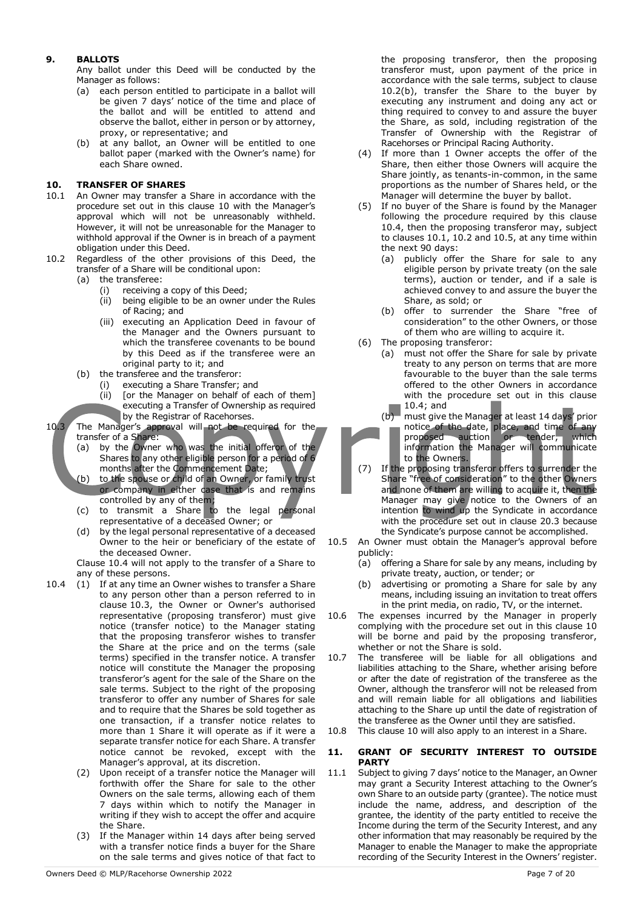## 9. BALLOTS

Any ballot under this Deed will be conducted by the Manager as follows:

(a) each person entitled to participate in a ballot will be given 7 days' notice of the time and place of the ballot and will be entitled to attend and observe the ballot, either in person or by attorney, proxy, or representative; and

(b) at any ballot, an Owner will be entitled to one ballot paper (marked with the Owner's name) for each Share owned.

## 10. TRANSFER OF SHARES

10.1 An Owner may transfer a Share in accordance with the procedure set out in this clause 10 with the Manager's approval which will not be unreasonably withheld. However, it will not be unreasonable for the Manager to withhold approval if the Owner is in breach of a payment obligation under this Deed.

10.2 Regardless of the other provisions of this Deed, the transfer of a Share will be conditional upon:

(a) the transferee:
   (i) receiving a copy of this Deed;
   (ii) being eligible to be an owner under the Rules of Racing; and
   (iii) executing an Application Deed in favour of the Manager and the Owners pursuant to which the transferee covenants to be bound by this Deed as if the transferee were an original party to it; and

(b) the transferee and the transferor:
   (i) executing a Share Transfer; and
   (ii) [or the Manager on behalf of each of them] executing a Transfer of Ownership as required by the Registrar of Racehorses.

10.3 The Manager's approval will not be required for the transfer of a Share:

(a) by the Owner who was the initial offeror of the Shares to any other eligible person for a period of 6 months after the Commencement Date;

(b) to the spouse or child of an Owner, or family trust or company in either case that is and remains controlled by any of them;

(c) to transmit a Share to the legal personal representative of a deceased Owner; or

(d) by the legal personal representative of a deceased Owner to the heir or beneficiary of the estate of the deceased Owner.

Clause 10.4 will not apply to the transfer of a Share to any of these persons.

10.4 (1) If at any time an Owner wishes to transfer a Share to any person other than a person referred to in clause 10.3, the Owner or Owner's authorised representative (proposing transferor) must give notice (transfer notice) to the Manager stating that the proposing transferor wishes to transfer the Share at the price and on the terms (sale terms) specified in the transfer notice. A transfer notice will constitute the Manager the proposing transferor's agent for the sale of the Share on the sale terms. Subject to the right of the proposing transferor to offer any number of Shares for sale and to require that the Shares be sold together as one transaction, if a transfer notice relates to more than 1 Share it will operate as if it were a separate transfer notice for each Share. A transfer notice cannot be revoked, except with the Manager's approval, at its discretion.

(2) Upon receipt of a transfer notice the Manager will forthwith offer the Share for sale to the other Owners on the sale terms, allowing each of them 7 days within which to notify the Manager in writing if they wish to accept the offer and acquire the Share.

(3) If the Manager within 14 days after being served with a transfer notice finds a buyer for the Share on the sale terms and gives notice of that fact to the proposing transferor, then the proposing transferor must, upon payment of the price in accordance with the sale terms, subject to clause 10.2(b), transfer the Share to the buyer by executing any instrument and doing any act or thing required to convey to and assure the buyer the Share, as sold, including registration of the Transfer of Ownership with the Registrar of Racehorses or Principal Racing Authority.

(4) If more than 1 Owner accepts the offer of the Share, then either those Owners will acquire the Share jointly, as tenants-in-common, in the same proportions as the number of Shares held, or the Manager will determine the buyer by ballot.

(5) If no buyer of the Share is found by the Manager following the procedure required by this clause 10.4, then the proposing transferor may, subject to clauses 10.1, 10.2 and 10.5, at any time within the next 90 days:

(a) publicly offer the Share for sale to any eligible person by private treaty (on the sale terms), auction or tender, and if a sale is achieved convey to and assure the buyer the Share, as sold; or

(b) offer to surrender the Share "free of consideration" to the other Owners, or those of them who are willing to acquire it.

(6) The proposing transferor:

(a) must not offer the Share for sale by private treaty to any person on terms that are more favourable to the buyer than the sale terms offered to the other Owners in accordance with the procedure set out in this clause 10.4; and

(b) must give the Manager at least 14 days' prior notice of the date, place, and time of any proposed auction or tender, which information the Manager will communicate to the Owners.

(7) If the proposing transferor offers to surrender the Share "free of consideration" to the other Owners and none of them are willing to acquire it, then the Manager may give notice to the Owners of an intention to wind up the Syndicate in accordance with the procedure set out in clause 20.3 because the Syndicate's purpose cannot be accomplished.

10.5 An Owner must obtain the Manager's approval before publicly:

(a) offering a Share for sale by any means, including by private treaty, auction, or tender; or

(b) advertising or promoting a Share for sale by any means, including issuing an invitation to treat offers in the print media, on radio, TV, or the internet.

10.6 The expenses incurred by the Manager in properly complying with the procedure set out in this clause 10 will be borne and paid by the proposing transferor, whether or not the Share is sold.

10.7 The transferee will be liable for all obligations and liabilities attaching to the Share, whether arising before or after the date of registration of the transferee as the Owner, although the transferor will not be released from and will remain liable for all obligations and liabilities attaching to the Share up until the date of registration of the transferee as the Owner until they are satisfied.

10.8 This clause 10 will also apply to an interest in a Share.

## 11. GRANT OF SECURITY INTEREST TO OUTSIDE PARTY

11.1 Subject to giving 7 days' notice to the Manager, an Owner may grant a Security Interest attaching to the Owner's own Share to an outside party (grantee). The notice must include the name, address, and description of the grantee, the identity of the party entitled to receive the Income during the term of the Security Interest, and any other information that may reasonably be required by the Manager to enable the Manager to make the appropriate recording of the Security Interest in the Owners' register.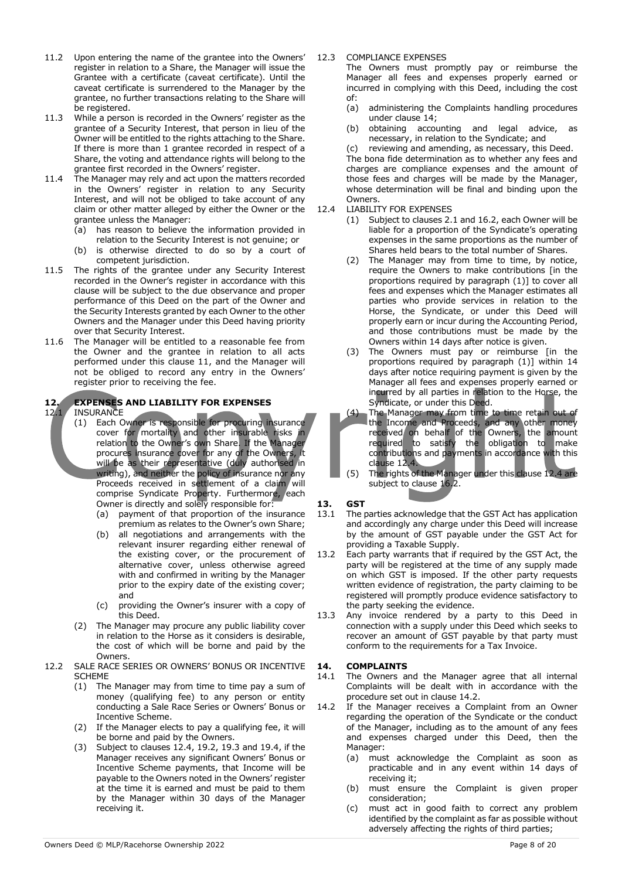11.2 Upon entering the name of the grantee into the Owners' register in relation to a Share, the Manager will issue the Grantee with a certificate (caveat certificate). Until the caveat certificate is surrendered to the Manager by the grantee, no further transactions relating to the Share will be registered.

11.3 While a person is recorded in the Owners' register as the grantee of a Security Interest, that person in lieu of the Owner will be entitled to the rights attaching to the Share. If there is more than 1 grantee recorded in respect of a Share, the voting and attendance rights will belong to the grantee first recorded in the Owners' register.

11.4 The Manager may rely and act upon the matters recorded in the Owners' register in relation to any Security Interest, and will not be obliged to take account of any claim or other matter alleged by either the Owner or the grantee unless the Manager:
- (a) has reason to believe the information provided in relation to the Security Interest is not genuine; or
- (b) is otherwise directed to do so by a court of competent jurisdiction.

11.5 The rights of the grantee under any Security Interest recorded in the Owner's register in accordance with this clause will be subject to the due observance and proper performance of this Deed on the part of the Owner and the Security Interests granted by each Owner to the other Owners and the Manager under this Deed having priority over that Security Interest.

11.6 The Manager will be entitled to a reasonable fee from the Owner and the grantee in relation to all acts performed under this clause 11, and the Manager will not be obliged to record any entry in the Owners' register prior to receiving the fee.

## 12. EXPENSES AND LIABILITY FOR EXPENSES

12.1 INSURANCE

(1) Each Owner is responsible for procuring insurance cover for mortality and other insurable risks in relation to the Owner's own Share. If the Manager procures insurance cover for any of the Owners, it will be as their representative (duly authorised in writing), and neither the policy of insurance nor any Proceeds received in settlement of a claim will comprise Syndicate Property. Furthermore, each Owner is directly and solely responsible for:
- (a) payment of that proportion of the insurance premium as relates to the Owner's own Share;
- (b) all negotiations and arrangements with the relevant insurer regarding either renewal of the existing cover, or the procurement of alternative cover, unless otherwise agreed with and confirmed in writing by the Manager prior to the expiry date of the existing cover; and
- (c) providing the Owner's insurer with a copy of this Deed.

(2) The Manager may procure any public liability cover in relation to the Horse as it considers is desirable, the cost of which will be borne and paid by the Owners.

12.2 SALE RACE SERIES OR OWNERS' BONUS OR INCENTIVE SCHEME

(1) The Manager may from time to time pay a sum of money (qualifying fee) to any person or entity conducting a Sale Race Series or Owners' Bonus or Incentive Scheme.

(2) If the Manager elects to pay a qualifying fee, it will be borne and paid by the Owners.

(3) Subject to clauses 12.4, 19.2, 19.3 and 19.4, if the Manager receives any significant Owners' Bonus or Incentive Scheme payments, that Income will be payable to the Owners noted in the Owners' register at the time it is earned and must be paid to them by the Manager within 30 days of the Manager receiving it.

12.3 COMPLIANCE EXPENSES

The Owners must promptly pay or reimburse the Manager all fees and expenses properly earned or incurred in complying with this Deed, including the cost of:
- (a) administering the Complaints handling procedures under clause 14;
- (b) obtaining accounting and legal advice, as necessary, in relation to the Syndicate; and
- (c) reviewing and amending, as necessary, this Deed.

The bona fide determination as to whether any fees and charges are compliance expenses and the amount of those fees and charges will be made by the Manager, whose determination will be final and binding upon the Owners.

12.4 LIABILITY FOR EXPENSES

(1) Subject to clauses 2.1 and 16.2, each Owner will be liable for a proportion of the Syndicate's operating expenses in the same proportions as the number of Shares held bears to the total number of Shares.

(2) The Manager may from time to time, by notice, require the Owners to make contributions [in the proportions required by paragraph (1)] to cover all fees and expenses which the Manager estimates all parties who provide services in relation to the Horse, the Syndicate, or under this Deed will properly earn or incur during the Accounting Period, and those contributions must be made by the Owners within 14 days after notice is given.

(3) The Owners must pay or reimburse [in the proportions required by paragraph (1)] within 14 days after notice requiring payment is given by the Manager all fees and expenses properly earned or incurred by all parties in relation to the Horse, the Syndicate, or under this Deed.

(4) The Manager may from time to time retain out of the Income and Proceeds, and any other money received on behalf of the Owners, the amount required to satisfy the obligation to make contributions and payments in accordance with this clause 12.4.

(5) The rights of the Manager under this clause 12.4 are subject to clause 16.2.

## 13. GST

13.1 The parties acknowledge that the GST Act has application and accordingly any charge under this Deed will increase by the amount of GST payable under the GST Act for providing a Taxable Supply.

13.2 Each party warrants that if required by the GST Act, the party will be registered at the time of any supply made on which GST is imposed. If the other party requests written evidence of registration, the party claiming to be registered will promptly produce evidence satisfactory to the party seeking the evidence.

13.3 Any invoice rendered by a party to this Deed in connection with a supply under this Deed which seeks to recover an amount of GST payable by that party must conform to the requirements for a Tax Invoice.

## 14. COMPLAINTS

14.1 The Owners and the Manager agree that all internal Complaints will be dealt with in accordance with the procedure set out in clause 14.2.

14.2 If the Manager receives a Complaint from an Owner regarding the operation of the Syndicate or the conduct of the Manager, including as to the amount of any fees and expenses charged under this Deed, then the Manager:
- (a) must acknowledge the Complaint as soon as practicable and in any event within 14 days of receiving it;
- (b) must ensure the Complaint is given proper consideration;
- (c) must act in good faith to correct any problem identified by the complaint as far as possible without adversely affecting the rights of third parties;

Owners Deed © MLP/Racehorse Ownership 2022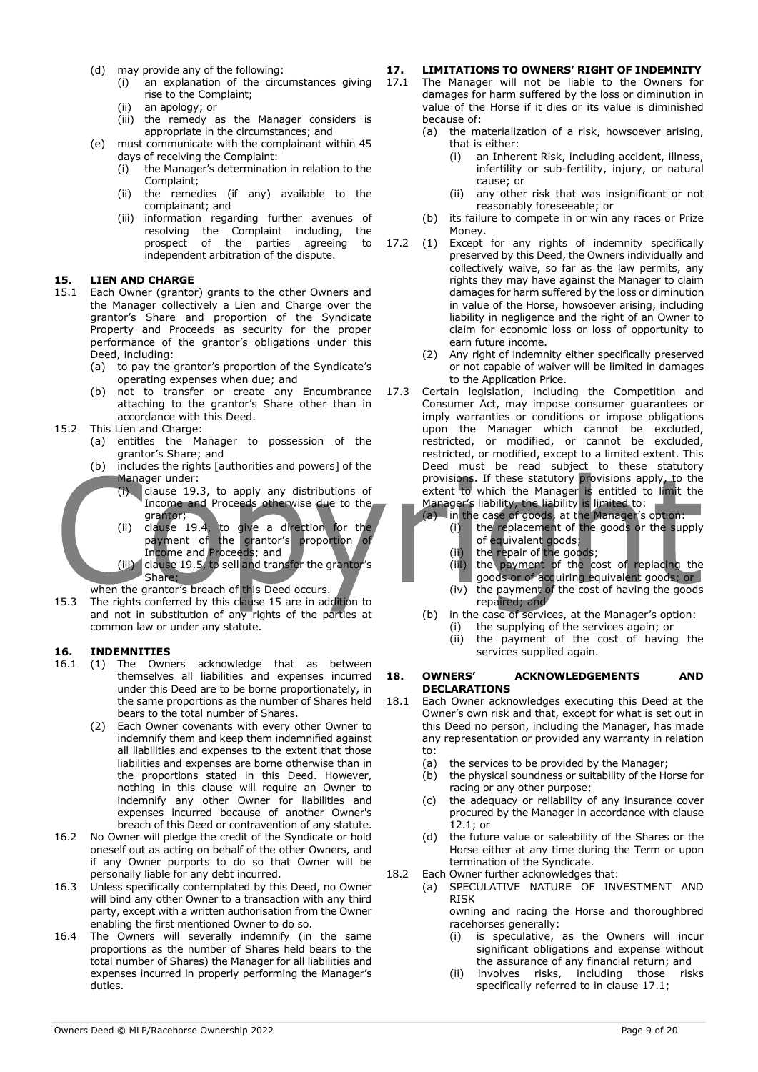(d) may provide any of the following:
   (i) an explanation of the circumstances giving rise to the Complaint;
   (ii) an apology; or
   (iii) the remedy as the Manager considers is appropriate in the circumstances; and

(e) must communicate with the complainant within 45 days of receiving the Complaint:
   (i) the Manager's determination in relation to the Complaint;
   (ii) the remedies (if any) available to the complainant; and
   (iii) information regarding further avenues of resolving the Complaint including, the prospect of the parties agreeing to independent arbitration of the dispute.

## 15. LIEN AND CHARGE

15.1 Each Owner (grantor) grants to the other Owners and the Manager collectively a Lien and Charge over the grantor's Share and proportion of the Syndicate Property and Proceeds as security for the proper performance of the grantor's obligations under this Deed, including:
   (a) to pay the grantor's proportion of the Syndicate's operating expenses when due; and
   (b) not to transfer or create any Encumbrance attaching to the grantor's Share other than in accordance with this Deed.

15.2 This Lien and Charge:
   (a) entitles the Manager to possession of the grantor's Share; and
   (b) includes the rights [authorities and powers] of the Manager under:
      (i) clause 19.3, to apply any distributions of Income and Proceeds otherwise due to the grantor;
      (ii) clause 19.4, to give a direction for the payment of the grantor's proportion of Income and Proceeds; and
      (iii) clause 19.5, to sell and transfer the grantor's Share;

   when the grantor's breach of this Deed occurs.

15.3 The rights conferred by this clause 15 are in addition to and not in substitution of any rights of the parties at common law or under any statute.

## 16. INDEMNITIES

16.1 (1) The Owners acknowledge that as between themselves all liabilities and expenses incurred under this Deed are to be borne proportionately, in the same proportions as the number of Shares held bears to the total number of Shares.
   (2) Each Owner covenants with every other Owner to indemnify them and keep them indemnified against all liabilities and expenses to the extent that those liabilities and expenses are borne otherwise than in the proportions stated in this Deed. However, nothing in this clause will require an Owner to indemnify any other Owner for liabilities and expenses incurred because of another Owner's breach of this Deed or contravention of any statute.

16.2 No Owner will pledge the credit of the Syndicate or hold oneself out as acting on behalf of the other Owners, and if any Owner purports to do so that Owner will be personally liable for any debt incurred.

16.3 Unless specifically contemplated by this Deed, no Owner will bind any other Owner to a transaction with any third party, except with a written authorisation from the Owner enabling the first mentioned Owner to do so.

16.4 The Owners will severally indemnify (in the same proportions as the number of Shares held bears to the total number of Shares) the Manager for all liabilities and expenses incurred in properly performing the Manager's duties.

## 17. LIMITATIONS TO OWNERS' RIGHT OF INDEMNITY

17.1 The Manager will not be liable to the Owners for damages for harm suffered by the loss or diminution in value of the Horse if it dies or its value is diminished because of:
   (a) the materialization of a risk, howsoever arising, that is either:
      (i) an Inherent Risk, including accident, illness, infertility or sub-fertility, injury, or natural cause; or
      (ii) any other risk that was insignificant or not reasonably foreseeable; or
   (b) its failure to compete in or win any races or Prize Money.

17.2 (1) Except for any rights of indemnity specifically preserved by this Deed, the Owners individually and collectively waive, so far as the law permits, any rights they may have against the Manager to claim damages for harm suffered by the loss or diminution in value of the Horse, howsoever arising, including liability in negligence and the right of an Owner to claim for economic loss or loss of opportunity to earn future income.
   (2) Any right of indemnity either specifically preserved or not capable of waiver will be limited in damages to the Application Price.

17.3 Certain legislation, including the Competition and Consumer Act, may impose consumer guarantees or imply warranties or conditions or impose obligations upon the Manager which cannot be excluded, restricted, or modified, or cannot be excluded, restricted, or modified, except to a limited extent. This Deed must be read subject to these statutory provisions. If these statutory provisions apply, to the extent to which the Manager is entitled to limit the Manager's liability, the liability is limited to:
   (a) in the case of goods, at the Manager's option:
      (i) the replacement of the goods or the supply of equivalent goods;
      (ii) the repair of the goods;
      (iii) the payment of the cost of replacing the goods or of acquiring equivalent goods; or
      (iv) the payment of the cost of having the goods repaired; and
   (b) in the case of services, at the Manager's option:
      (i) the supplying of the services again; or
      (ii) the payment of the cost of having the services supplied again.

## 18. OWNERS' ACKNOWLEDGEMENTS AND DECLARATIONS

18.1 Each Owner acknowledges executing this Deed at the Owner's own risk and that, except for what is set out in this Deed no person, including the Manager, has made any representation or provided any warranty in relation to:
   (a) the services to be provided by the Manager;
   (b) the physical soundness or suitability of the Horse for racing or any other purpose;
   (c) the adequacy or reliability of any insurance cover procured by the Manager in accordance with clause 12.1; or
   (d) the future value or saleability of the Shares or the Horse either at any time during the Term or upon termination of the Syndicate.

18.2 Each Owner further acknowledges that:
   (a) SPECULATIVE NATURE OF INVESTMENT AND RISK

   owning and racing the Horse and thoroughbred racehorses generally:
      (i) is speculative, as the Owners will incur significant obligations and expense without the assurance of any financial return; and
      (ii) involves risks, including those risks specifically referred to in clause 17.1;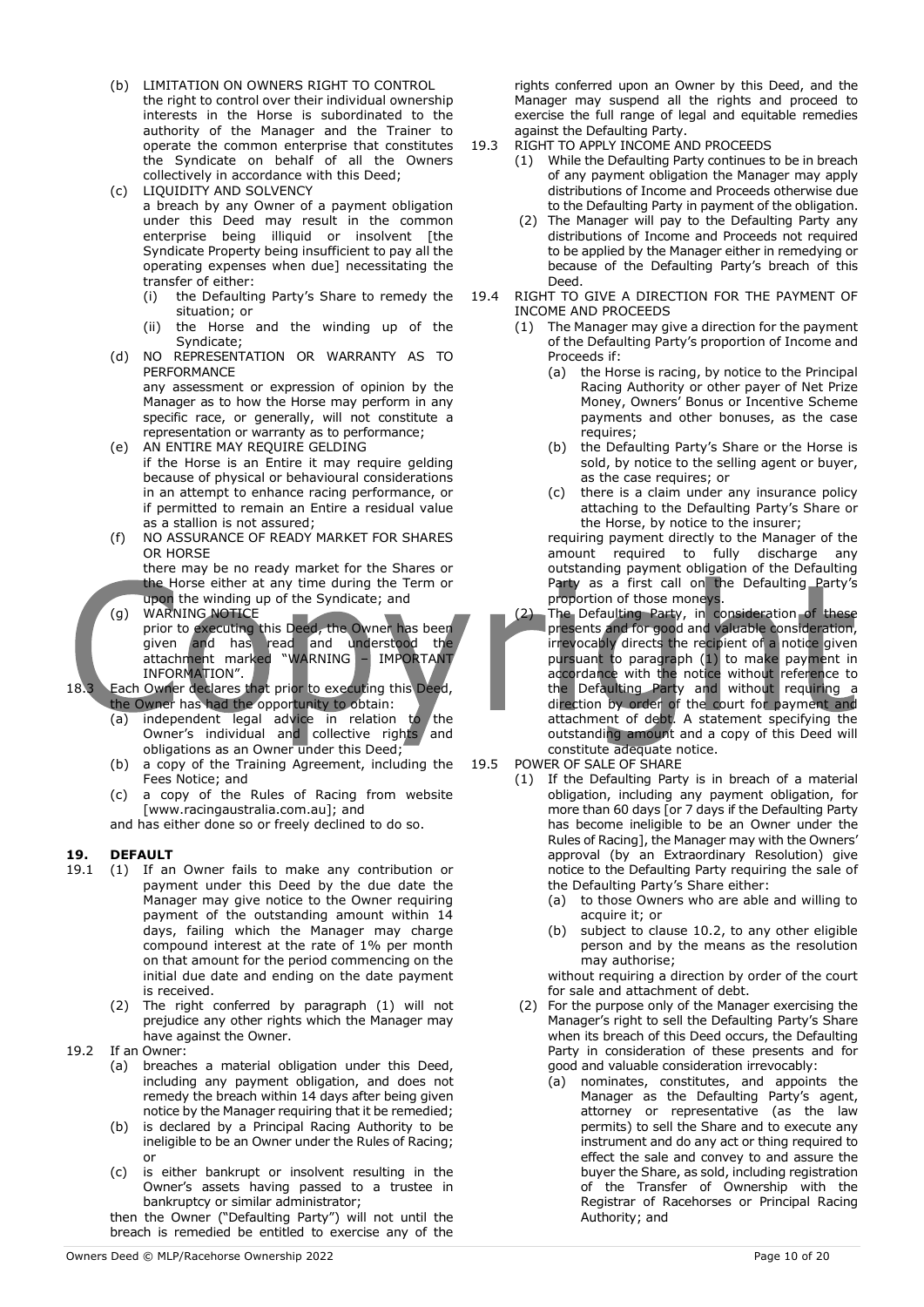(b) LIMITATION ON OWNERS RIGHT TO CONTROL
the right to control over their individual ownership interests in the Horse is subordinated to the authority of the Manager and the Trainer to operate the common enterprise that constitutes the Syndicate on behalf of all the Owners collectively in accordance with this Deed;

(c) LIQUIDITY AND SOLVENCY
a breach by any Owner of a payment obligation under this Deed may result in the common enterprise being illiquid or insolvent [the Syndicate Property being insufficient to pay all the operating expenses when due] necessitating the transfer of either:
   (i) the Defaulting Party's Share to remedy the situation; or
   (ii) the Horse and the winding up of the Syndicate;

(d) NO REPRESENTATION OR WARRANTY AS TO PERFORMANCE
any assessment or expression of opinion by the Manager as to how the Horse may perform in any specific race, or generally, will not constitute a representation or warranty as to performance;

(e) AN ENTIRE MAY REQUIRE GELDING
if the Horse is an Entire it may require gelding because of physical or behavioural considerations in an attempt to enhance racing performance, or if permitted to remain an Entire a residual value as a stallion is not assured;

(f) NO ASSURANCE OF READY MARKET FOR SHARES OR HORSE
there may be no ready market for the Shares or the Horse either at any time during the Term or upon the winding up of the Syndicate; and

(g) WARNING NOTICE
prior to executing this Deed, the Owner has been given and has read and understood the attachment marked "WARNING – IMPORTANT INFORMATION".

18.3 Each Owner declares that prior to executing this Deed, the Owner has had the opportunity to obtain:
   (a) independent legal advice in relation to the Owner's individual and collective rights and obligations as an Owner under this Deed;
   (b) a copy of the Training Agreement, including the Fees Notice; and
   (c) a copy of the Rules of Racing from website [www.racingaustralia.com.au]; and

and has either done so or freely declined to do so.

## 19. DEFAULT

19.1 (1) If an Owner fails to make any contribution or payment under this Deed by the due date the Manager may give notice to the Owner requiring payment of the outstanding amount within 14 days, failing which the Manager may charge compound interest at the rate of 1% per month on that amount for the period commencing on the initial due date and ending on the date payment is received.
   (2) The right conferred by paragraph (1) will not prejudice any other rights which the Manager may have against the Owner.

19.2 If an Owner:
   (a) breaches a material obligation under this Deed, including any payment obligation, and does not remedy the breach within 14 days after being given notice by the Manager requiring that it be remedied;
   (b) is declared by a Principal Racing Authority to be ineligible to be an Owner under the Rules of Racing; or
   (c) is either bankrupt or insolvent resulting in the Owner's assets having passed to a trustee in bankruptcy or similar administrator;

then the Owner ("Defaulting Party") will not until the breach is remedied be entitled to exercise any of the rights conferred upon an Owner by this Deed, and the Manager may suspend all the rights and proceed to exercise the full range of legal and equitable remedies against the Defaulting Party.

19.3 RIGHT TO APPLY INCOME AND PROCEEDS
   (1) While the Defaulting Party continues to be in breach of any payment obligation the Manager may apply distributions of Income and Proceeds otherwise due to the Defaulting Party in payment of the obligation.
   (2) The Manager will pay to the Defaulting Party any distributions of Income and Proceeds not required to be applied by the Manager either in remedying or because of the Defaulting Party's breach of this Deed.

19.4 RIGHT TO GIVE A DIRECTION FOR THE PAYMENT OF INCOME AND PROCEEDS
   (1) The Manager may give a direction for the payment of the Defaulting Party's proportion of Income and Proceeds if:
      (a) the Horse is racing, by notice to the Principal Racing Authority or other payer of Net Prize Money, Owners' Bonus or Incentive Scheme payments and other bonuses, as the case requires;
      (b) the Defaulting Party's Share or the Horse is sold, by notice to the selling agent or buyer, as the case requires; or
      (c) there is a claim under any insurance policy attaching to the Defaulting Party's Share or the Horse, by notice to the insurer;

   requiring payment directly to the Manager of the amount required to fully discharge any outstanding payment obligation of the Defaulting Party as a first call on the Defaulting Party's proportion of those moneys.
   (2) The Defaulting Party, in consideration of these presents and for good and valuable consideration, irrevocably directs the recipient of a notice given pursuant to paragraph (1) to make payment in accordance with the notice without reference to the Defaulting Party and without requiring a direction by order of the court for payment and attachment of debt. A statement specifying the outstanding amount and a copy of this Deed will constitute adequate notice.

19.5 POWER OF SALE OF SHARE
   (1) If the Defaulting Party is in breach of a material obligation, including any payment obligation, for more than 60 days [or 7 days if the Defaulting Party has become ineligible to be an Owner under the Rules of Racing], the Manager may with the Owners' approval (by an Extraordinary Resolution) give notice to the Defaulting Party requiring the sale of the Defaulting Party's Share either:
      (a) to those Owners who are able and willing to acquire it; or
      (b) subject to clause 10.2, to any other eligible person and by the means as the resolution may authorise;

   without requiring a direction by order of the court for sale and attachment of debt.
   (2) For the purpose only of the Manager exercising the Manager's right to sell the Defaulting Party's Share when its breach of this Deed occurs, the Defaulting Party in consideration of these presents and for good and valuable consideration irrevocably:
      (a) nominates, constitutes, and appoints the Manager as the Defaulting Party's agent, attorney or representative (as the law permits) to sell the Share and to execute any instrument and do any act or thing required to effect the sale and convey to and assure the buyer the Share, as sold, including registration of the Transfer of Ownership with the Registrar of Racehorses or Principal Racing Authority; and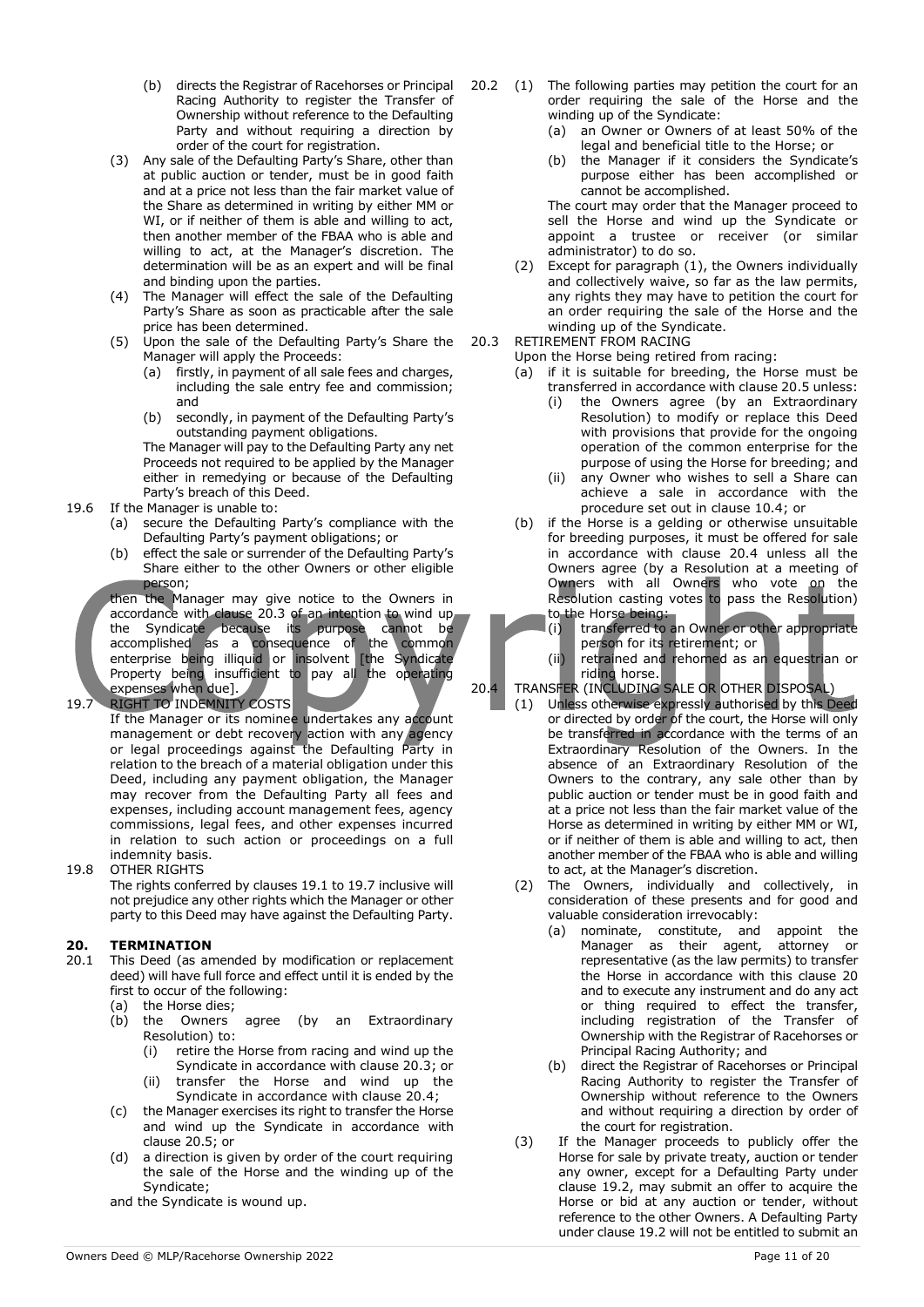(b) directs the Registrar of Racehorses or Principal Racing Authority to register the Transfer of Ownership without reference to the Defaulting Party and without requiring a direction by order of the court for registration.

(3) Any sale of the Defaulting Party's Share, other than at public auction or tender, must be in good faith and at a price not less than the fair market value of the Share as determined in writing by either MM or WI, or if neither of them is able and willing to act, then another member of the FBAA who is able and willing to act, at the Manager's discretion. The determination will be as an expert and will be final and binding upon the parties.

(4) The Manager will effect the sale of the Defaulting Party's Share as soon as practicable after the sale price has been determined.

(5) Upon the sale of the Defaulting Party's Share the Manager will apply the Proceeds:

(a) firstly, in payment of all sale fees and charges, including the sale entry fee and commission; and

(b) secondly, in payment of the Defaulting Party's outstanding payment obligations.

The Manager will pay to the Defaulting Party any net Proceeds not required to be applied by the Manager either in remedying or because of the Defaulting Party's breach of this Deed.

19.6 If the Manager is unable to:

(a) secure the Defaulting Party's compliance with the Defaulting Party's payment obligations; or

(b) effect the sale or surrender of the Defaulting Party's Share either to the other Owners or other eligible person;

then the Manager may give notice to the Owners in accordance with clause 20.3 of an intention to wind up the Syndicate because its purpose cannot be accomplished as a consequence of the common enterprise being illiquid or insolvent [the Syndicate Property being insufficient to pay all the operating expenses when due].

19.7 RIGHT TO INDEMNITY COSTS

If the Manager or its nominee undertakes any account management or debt recovery action with any agency or legal proceedings against the Defaulting Party in relation to the breach of a material obligation under this Deed, including any payment obligation, the Manager may recover from the Defaulting Party all fees and expenses, including account management fees, agency commissions, legal fees, and other expenses incurred in relation to such action or proceedings on a full indemnity basis.

19.8 OTHER RIGHTS

The rights conferred by clauses 19.1 to 19.7 inclusive will not prejudice any other rights which the Manager or other party to this Deed may have against the Defaulting Party.

## 20. TERMINATION

20.1 This Deed (as amended by modification or replacement deed) will have full force and effect until it is ended by the first to occur of the following:

(a) the Horse dies;

(b) the Owners agree (by an Extraordinary Resolution) to:

(i) retire the Horse from racing and wind up the Syndicate in accordance with clause 20.3; or

(ii) transfer the Horse and wind up the Syndicate in accordance with clause 20.4;

(c) the Manager exercises its right to transfer the Horse and wind up the Syndicate in accordance with clause 20.5; or

(d) a direction is given by order of the court requiring the sale of the Horse and the winding up of the Syndicate;

and the Syndicate is wound up.

20.2 (1) The following parties may petition the court for an order requiring the sale of the Horse and the winding up of the Syndicate:

(a) an Owner or Owners of at least 50% of the legal and beneficial title to the Horse; or

(b) the Manager if it considers the Syndicate's purpose either has been accomplished or cannot be accomplished.

The court may order that the Manager proceed to sell the Horse and wind up the Syndicate or appoint a trustee or receiver (or similar administrator) to do so.

(2) Except for paragraph (1), the Owners individually and collectively waive, so far as the law permits, any rights they may have to petition the court for an order requiring the sale of the Horse and the winding up of the Syndicate.

20.3 RETIREMENT FROM RACING

Upon the Horse being retired from racing:

(a) if it is suitable for breeding, the Horse must be transferred in accordance with clause 20.5 unless:

(i) the Owners agree (by an Extraordinary Resolution) to modify or replace this Deed with provisions that provide for the ongoing operation of the common enterprise for the purpose of using the Horse for breeding; and

(ii) any Owner who wishes to sell a Share can achieve a sale in accordance with the procedure set out in clause 10.4; or

(b) if the Horse is a gelding or otherwise unsuitable for breeding purposes, it must be offered for sale in accordance with clause 20.4 unless all the Owners agree (by a Resolution at a meeting of Owners with all Owners who vote on the Resolution casting votes to pass the Resolution) to the Horse being:

(i) transferred to an Owner or other appropriate person for its retirement; or

(ii) retrained and rehomed as an equestrian or riding horse.

20.4 TRANSFER (INCLUDING SALE OR OTHER DISPOSAL)

(1) Unless otherwise expressly authorised by this Deed or directed by order of the court, the Horse will only be transferred in accordance with the terms of an Extraordinary Resolution of the Owners. In the absence of an Extraordinary Resolution of the Owners to the contrary, any sale other than by public auction or tender must be in good faith and at a price not less than the fair market value of the Horse as determined in writing by either MM or WI, or if neither of them is able and willing to act, then another member of the FBAA who is able and willing to act, at the Manager's discretion.

(2) The Owners, individually and collectively, in consideration of these presents and for good and valuable consideration irrevocably:

(a) nominate, constitute, and appoint the Manager as their agent, attorney or representative (as the law permits) to transfer the Horse in accordance with this clause 20 and to execute any instrument and do any act or thing required to effect the transfer, including registration of the Transfer of Ownership with the Registrar of Racehorses or Principal Racing Authority; and

(b) direct the Registrar of Racehorses or Principal Racing Authority to register the Transfer of Ownership without reference to the Owners and without requiring a direction by order of the court for registration.

(3) If the Manager proceeds to publicly offer the Horse for sale by private treaty, auction or tender any owner, except for a Defaulting Party under clause 19.2, may submit an offer to acquire the Horse or bid at any auction or tender, without reference to the other Owners. A Defaulting Party under clause 19.2 will not be entitled to submit an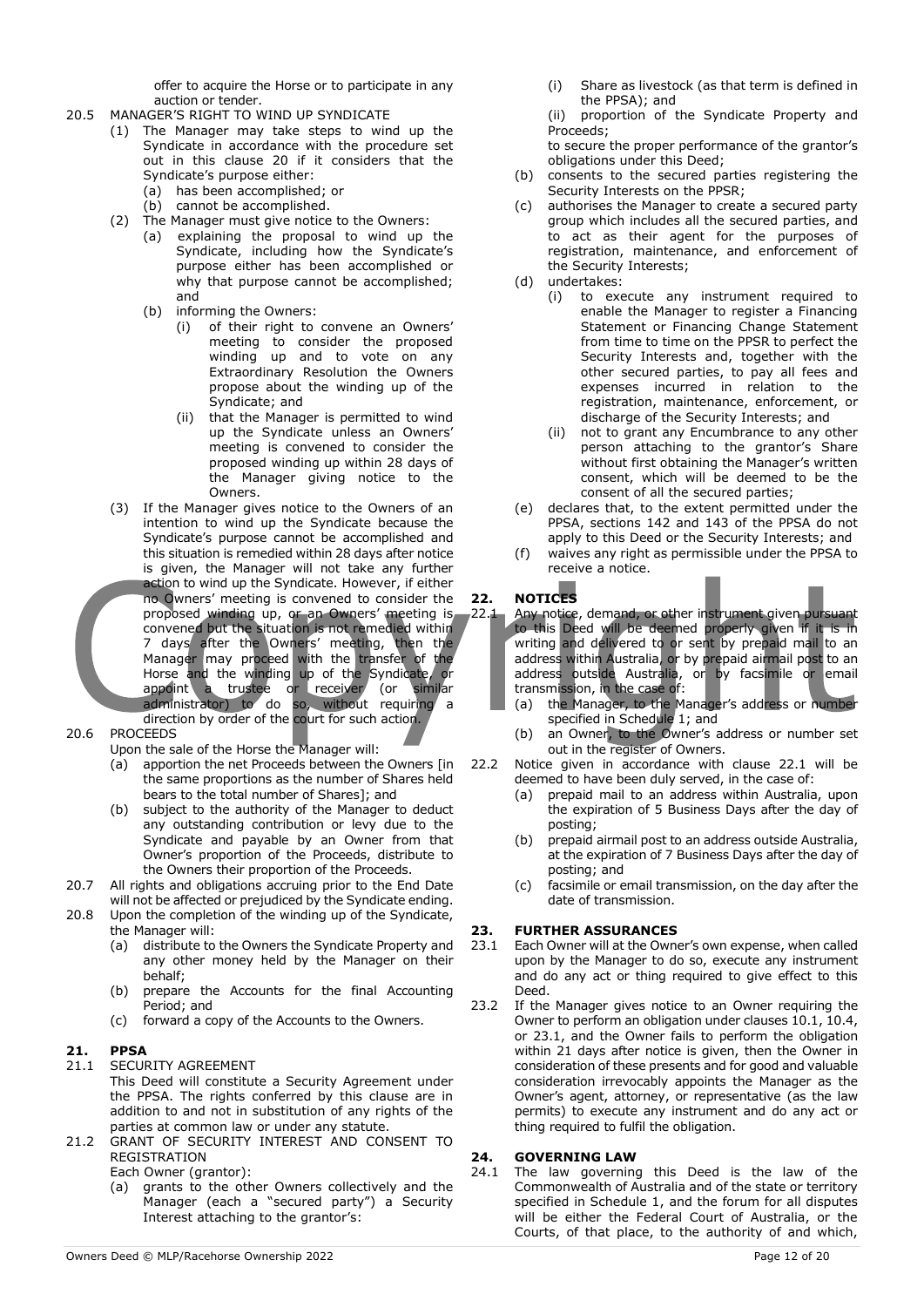offer to acquire the Horse or to participate in any auction or tender.

20.5 MANAGER'S RIGHT TO WIND UP SYNDICATE

(1) The Manager may take steps to wind up the Syndicate in accordance with the procedure set out in this clause 20 if it considers that the Syndicate's purpose either:

(a) has been accomplished; or

(b) cannot be accomplished.

(2) The Manager must give notice to the Owners:

(a) explaining the proposal to wind up the Syndicate, including how the Syndicate's purpose either has been accomplished or why that purpose cannot be accomplished; and

(b) informing the Owners:

(i) of their right to convene an Owners' meeting to consider the proposed winding up and to vote on any Extraordinary Resolution the Owners propose about the winding up of the Syndicate; and

(ii) that the Manager is permitted to wind up the Syndicate unless an Owners' meeting is convened to consider the proposed winding up within 28 days of the Manager giving notice to the Owners.

(3) If the Manager gives notice to the Owners of an intention to wind up the Syndicate because the Syndicate's purpose cannot be accomplished and this situation is remedied within 28 days after notice is given, the Manager will not take any further action to wind up the Syndicate. However, if either no Owners' meeting is convened to consider the proposed winding up, or an Owners' meeting is convened but the situation is not remedied within 7 days after the Owners' meeting, then the Manager may proceed with the transfer of the Horse and the winding up of the Syndicate, or appoint a trustee or receiver (or similar administrator) to do so, without requiring a direction by order of the court for such action.

20.6 PROCEEDS

Upon the sale of the Horse the Manager will:

(a) apportion the net Proceeds between the Owners [in the same proportions as the number of Shares held bears to the total number of Shares]; and

(b) subject to the authority of the Manager to deduct any outstanding contribution or levy due to the Syndicate and payable by an Owner from that Owner's proportion of the Proceeds, distribute to the Owners their proportion of the Proceeds.

20.7 All rights and obligations accruing prior to the End Date will not be affected or prejudiced by the Syndicate ending.

20.8 Upon the completion of the winding up of the Syndicate, the Manager will:

(a) distribute to the Owners the Syndicate Property and any other money held by the Manager on their behalf;

(b) prepare the Accounts for the final Accounting Period; and

(c) forward a copy of the Accounts to the Owners.

## 21. PPSA

21.1 SECURITY AGREEMENT

This Deed will constitute a Security Agreement under the PPSA. The rights conferred by this clause are in addition to and not in substitution of any rights of the parties at common law or under any statute.

21.2 GRANT OF SECURITY INTEREST AND CONSENT TO REGISTRATION

Each Owner (grantor):

(a) grants to the other Owners collectively and the Manager (each a "secured party") a Security Interest attaching to the grantor's:

(i) Share as livestock (as that term is defined in the PPSA); and

(ii) proportion of the Syndicate Property and Proceeds;

to secure the proper performance of the grantor's obligations under this Deed;

(b) consents to the secured parties registering the Security Interests on the PPSR;

(c) authorises the Manager to create a secured party group which includes all the secured parties, and to act as their agent for the purposes of registration, maintenance, and enforcement of the Security Interests;

(d) undertakes:

(i) to execute any instrument required to enable the Manager to register a Financing Statement or Financing Change Statement from time to time on the PPSR to perfect the Security Interests and, together with the other secured parties, to pay all fees and expenses incurred in relation to the registration, maintenance, enforcement, or discharge of the Security Interests; and

(ii) not to grant any Encumbrance to any other person attaching to the grantor's Share without first obtaining the Manager's written consent, which will be deemed to be the consent of all the secured parties;

(e) declares that, to the extent permitted under the PPSA, sections 142 and 143 of the PPSA do not apply to this Deed or the Security Interests; and

(f) waives any right as permissible under the PPSA to receive a notice.

## 22. NOTICES

22.1 Any notice, demand, or other instrument given pursuant to this Deed will be deemed properly given if it is in writing and delivered to or sent by prepaid mail to an address within Australia, or by prepaid airmail post to an address outside Australia, or by facsimile or email transmission, in the case of:

(a) the Manager, to the Manager's address or number specified in Schedule 1; and

(b) an Owner, to the Owner's address or number set out in the register of Owners.

22.2 Notice given in accordance with clause 22.1 will be deemed to have been duly served, in the case of:

(a) prepaid mail to an address within Australia, upon the expiration of 5 Business Days after the day of posting;

(b) prepaid airmail post to an address outside Australia, at the expiration of 7 Business Days after the day of posting; and

(c) facsimile or email transmission, on the day after the date of transmission.

## 23. FURTHER ASSURANCES

23.1 Each Owner will at the Owner's own expense, when called upon by the Manager to do so, execute any instrument and do any act or thing required to give effect to this Deed.

23.2 If the Manager gives notice to an Owner requiring the Owner to perform an obligation under clauses 10.1, 10.4, or 23.1, and the Owner fails to perform the obligation within 21 days after notice is given, then the Owner in consideration of these presents and for good and valuable consideration irrevocably appoints the Manager as the Owner's agent, attorney, or representative (as the law permits) to execute any instrument and do any act or thing required to fulfil the obligation.

## 24. GOVERNING LAW

24.1 The law governing this Deed is the law of the Commonwealth of Australia and of the state or territory specified in Schedule 1, and the forum for all disputes will be either the Federal Court of Australia, or the Courts, of that place, to the authority of and which,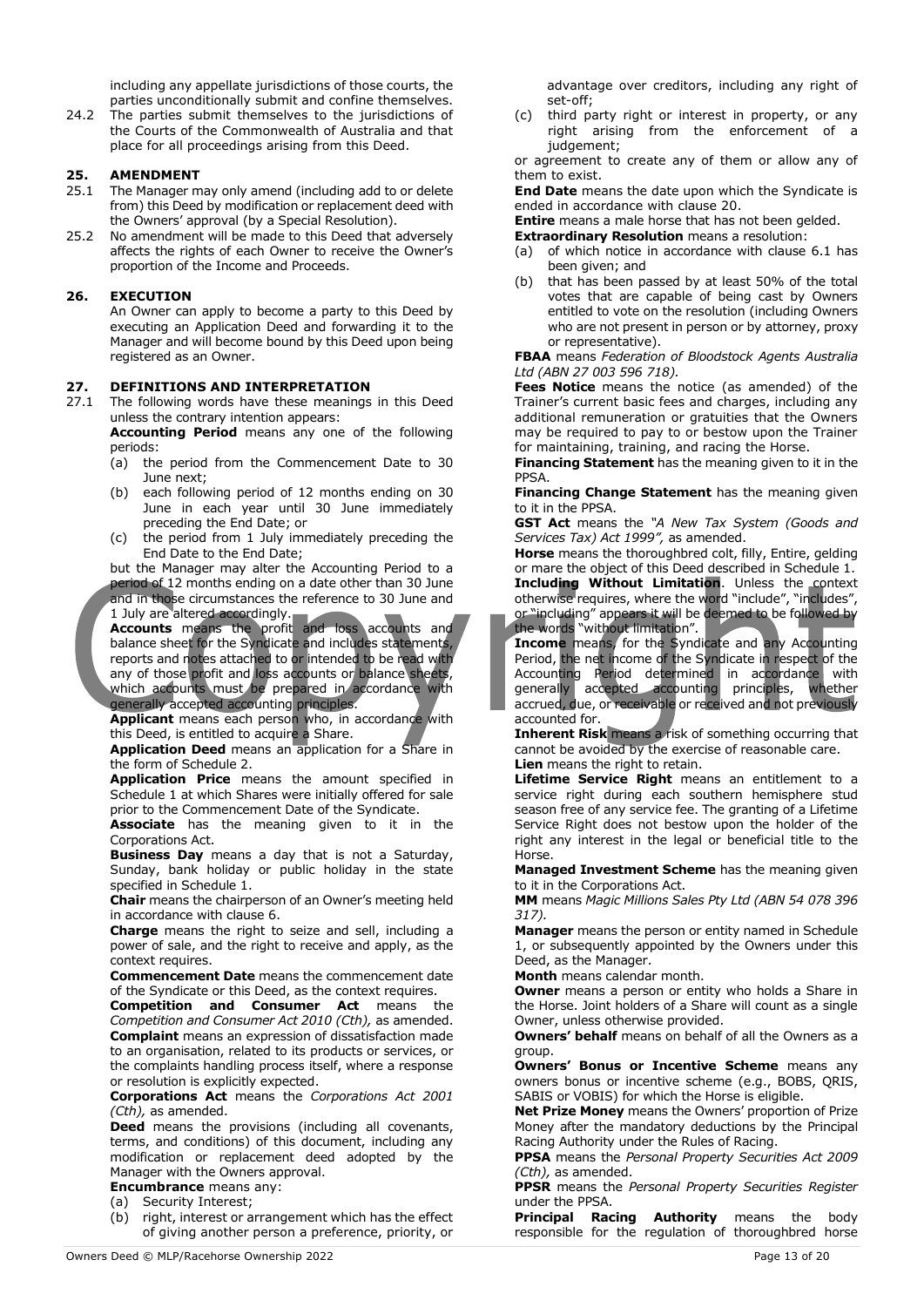including any appellate jurisdictions of those courts, the parties unconditionally submit and confine themselves.

24.2 The parties submit themselves to the jurisdictions of the Courts of the Commonwealth of Australia and that place for all proceedings arising from this Deed.

## 25. AMENDMENT

25.1 The Manager may only amend (including add to or delete from) this Deed by modification or replacement deed with the Owners' approval (by a Special Resolution).

25.2 No amendment will be made to this Deed that adversely affects the rights of each Owner to receive the Owner's proportion of the Income and Proceeds.

## 26. EXECUTION

An Owner can apply to become a party to this Deed by executing an Application Deed and forwarding it to the Manager and will become bound by this Deed upon being registered as an Owner.

## 27. DEFINITIONS AND INTERPRETATION

27.1 The following words have these meanings in this Deed unless the contrary intention appears:

**Accounting Period** means any one of the following periods:

(a) the period from the Commencement Date to 30 June next;

(b) each following period of 12 months ending on 30 June in each year until 30 June immediately preceding the End Date; or

(c) the period from 1 July immediately preceding the End Date to the End Date;

but the Manager may alter the Accounting Period to a period of 12 months ending on a date other than 30 June and in those circumstances the reference to 30 June and 1 July are altered accordingly.

**Accounts** means the profit and loss accounts and balance sheet for the Syndicate and includes statements, reports and notes attached to or intended to be read with any of those profit and loss accounts or balance sheets, which accounts must be prepared in accordance with generally accepted accounting principles.

**Applicant** means each person who, in accordance with this Deed, is entitled to acquire a Share.

**Application Deed** means an application for a Share in the form of Schedule 2.

**Application Price** means the amount specified in Schedule 1 at which Shares were initially offered for sale prior to the Commencement Date of the Syndicate.

**Associate** has the meaning given to it in the Corporations Act.

**Business Day** means a day that is not a Saturday, Sunday, bank holiday or public holiday in the state specified in Schedule 1.

**Chair** means the chairperson of an Owner's meeting held in accordance with clause 6.

**Charge** means the right to seize and sell, including a power of sale, and the right to receive and apply, as the context requires.

**Commencement Date** means the commencement date of the Syndicate or this Deed, as the context requires.

**Competition and Consumer Act** means the *Competition and Consumer Act 2010 (Cth),* as amended.

**Complaint** means an expression of dissatisfaction made to an organisation, related to its products or services, or the complaints handling process itself, where a response or resolution is explicitly expected.

**Corporations Act** means the *Corporations Act 2001 (Cth),* as amended.

**Deed** means the provisions (including all covenants, terms, and conditions) of this document, including any modification or replacement deed adopted by the Manager with the Owners approval.

**Encumbrance** means any:

(a) Security Interest;

(b) right, interest or arrangement which has the effect of giving another person a preference, priority, or advantage over creditors, including any right of set-off;

(c) third party right or interest in property, or any right arising from the enforcement of a judgement;

or agreement to create any of them or allow any of them to exist.

**End Date** means the date upon which the Syndicate is ended in accordance with clause 20.

**Entire** means a male horse that has not been gelded.

**Extraordinary Resolution** means a resolution:

(a) of which notice in accordance with clause 6.1 has been given; and

(b) that has been passed by at least 50% of the total votes that are capable of being cast by Owners entitled to vote on the resolution (including Owners who are not present in person or by attorney, proxy or representative).

**FBAA** means *Federation of Bloodstock Agents Australia Ltd (ABN 27 003 596 718).*

**Fees Notice** means the notice (as amended) of the Trainer's current basic fees and charges, including any additional remuneration or gratuities that the Owners may be required to pay to or bestow upon the Trainer for maintaining, training, and racing the Horse.

**Financing Statement** has the meaning given to it in the PPSA.

**Financing Change Statement** has the meaning given to it in the PPSA.

**GST Act** means the *"A New Tax System (Goods and Services Tax) Act 1999",* as amended.

**Horse** means the thoroughbred colt, filly, Entire, gelding or mare the object of this Deed described in Schedule 1.

**Including Without Limitation**. Unless the context otherwise requires, where the word "include", "includes", or "including" appears it will be deemed to be followed by the words "without limitation".

**Income** means, for the Syndicate and any Accounting Period, the net income of the Syndicate in respect of the Accounting Period determined in accordance with generally accepted accounting principles, whether accrued, due, or receivable or received and not previously accounted for.

**Inherent Risk** means a risk of something occurring that cannot be avoided by the exercise of reasonable care.

**Lien** means the right to retain.

**Lifetime Service Right** means an entitlement to a service right during each southern hemisphere stud season free of any service fee. The granting of a Lifetime Service Right does not bestow upon the holder of the right any interest in the legal or beneficial title to the Horse.

**Managed Investment Scheme** has the meaning given to it in the Corporations Act.

**MM** means *Magic Millions Sales Pty Ltd (ABN 54 078 396 317).*

**Manager** means the person or entity named in Schedule 1, or subsequently appointed by the Owners under this Deed, as the Manager.

**Month** means calendar month.

**Owner** means a person or entity who holds a Share in the Horse. Joint holders of a Share will count as a single Owner, unless otherwise provided.

**Owners' behalf** means on behalf of all the Owners as a group.

**Owners' Bonus or Incentive Scheme** means any owners bonus or incentive scheme (e.g., BOBS, QRIS, SABIS or VOBIS) for which the Horse is eligible.

**Net Prize Money** means the Owners' proportion of Prize Money after the mandatory deductions by the Principal Racing Authority under the Rules of Racing.

**PPSA** means the *Personal Property Securities Act 2009 (Cth),* as amended.

**PPSR** means the *Personal Property Securities Register* under the PPSA.

**Principal Racing Authority** means the body responsible for the regulation of thoroughbred horse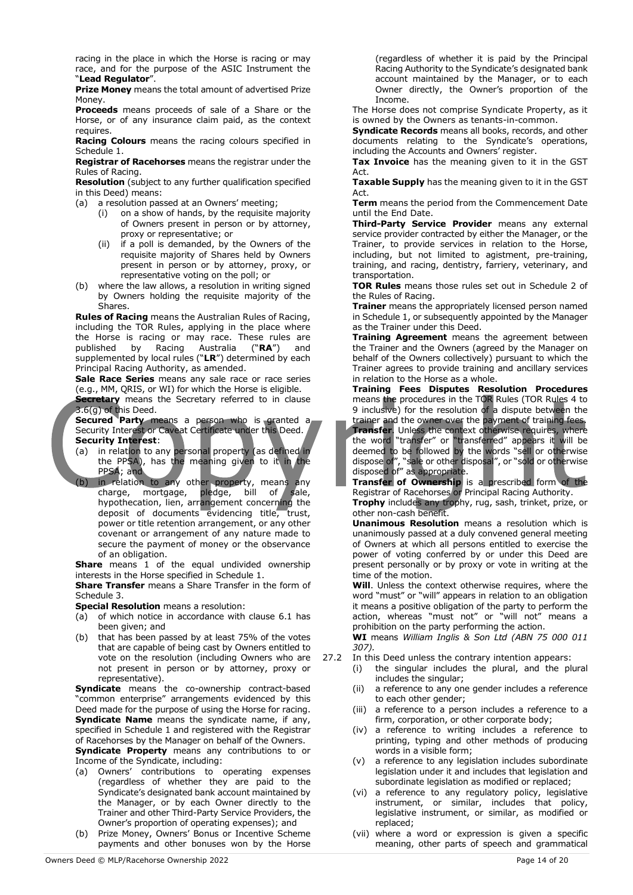racing in the place in which the Horse is racing or may race, and for the purpose of the ASIC Instrument the "**Lead Regulator**".

**Prize Money** means the total amount of advertised Prize Money.

**Proceeds** means proceeds of sale of a Share or the Horse, or of any insurance claim paid, as the context requires.

**Racing Colours** means the racing colours specified in Schedule 1.

**Registrar of Racehorses** means the registrar under the Rules of Racing.

**Resolution** (subject to any further qualification specified in this Deed) means:

(a) a resolution passed at an Owners' meeting;
   (i) on a show of hands, by the requisite majority of Owners present in person or by attorney, proxy or representative; or
   (ii) if a poll is demanded, by the Owners of the requisite majority of Shares held by Owners present in person or by attorney, proxy, or representative voting on the poll; or

(b) where the law allows, a resolution in writing signed by Owners holding the requisite majority of the Shares.

**Rules of Racing** means the Australian Rules of Racing, including the TOR Rules, applying in the place where the Horse is racing or may race. These rules are published by Racing Australia ("**RA**") and supplemented by local rules ("**LR**") determined by each Principal Racing Authority, as amended.

**Sale Race Series** means any sale race or race series (e.g., MM, QRIS, or WI) for which the Horse is eligible.

**Secretary** means the Secretary referred to in clause 3.6(g) of this Deed.

**Secured Party** means a person who is granted a Security Interest or Caveat Certificate under this Deed.

**Security Interest**:

(a) in relation to any personal property (as defined in the PPSA), has the meaning given to it in the PPSA; and

(b) in relation to any other property, means any charge, mortgage, pledge, bill of sale, hypothecation, lien, arrangement concerning the deposit of documents evidencing title, trust, power or title retention arrangement, or any other covenant or arrangement of any nature made to secure the payment of money or the observance of an obligation.

**Share** means 1 of the equal undivided ownership interests in the Horse specified in Schedule 1.

**Share Transfer** means a Share Transfer in the form of Schedule 3.

**Special Resolution** means a resolution:

(a) of which notice in accordance with clause 6.1 has been given; and

(b) that has been passed by at least 75% of the votes that are capable of being cast by Owners entitled to vote on the resolution (including Owners who are not present in person or by attorney, proxy or representative).

**Syndicate** means the co-ownership contract-based "common enterprise" arrangements evidenced by this Deed made for the purpose of using the Horse for racing.

**Syndicate Name** means the syndicate name, if any, specified in Schedule 1 and registered with the Registrar of Racehorses by the Manager on behalf of the Owners.

**Syndicate Property** means any contributions to or Income of the Syndicate, including:

(a) Owners' contributions to operating expenses (regardless of whether they are paid to the Syndicate's designated bank account maintained by the Manager, or by each Owner directly to the Trainer and other Third-Party Service Providers, the Owner's proportion of operating expenses); and

(b) Prize Money, Owners' Bonus or Incentive Scheme payments and other bonuses won by the Horse (regardless of whether it is paid by the Principal Racing Authority to the Syndicate's designated bank account maintained by the Manager, or to each Owner directly, the Owner's proportion of the Income.

The Horse does not comprise Syndicate Property, as it is owned by the Owners as tenants-in-common.

**Syndicate Records** means all books, records, and other documents relating to the Syndicate's operations, including the Accounts and Owners' register.

**Tax Invoice** has the meaning given to it in the GST Act.

**Taxable Supply** has the meaning given to it in the GST Act.

**Term** means the period from the Commencement Date until the End Date.

**Third-Party Service Provider** means any external service provider contracted by either the Manager, or the Trainer, to provide services in relation to the Horse, including, but not limited to agistment, pre-training, training, and racing, dentistry, farriery, veterinary, and transportation.

**TOR Rules** means those rules set out in Schedule 2 of the Rules of Racing.

**Trainer** means the appropriately licensed person named in Schedule 1, or subsequently appointed by the Manager as the Trainer under this Deed.

**Training Agreement** means the agreement between the Trainer and the Owners (agreed by the Manager on behalf of the Owners collectively) pursuant to which the Trainer agrees to provide training and ancillary services in relation to the Horse as a whole.

**Training Fees Disputes Resolution Procedures** means the procedures in the TOR Rules (TOR Rules 4 to 9 inclusive) for the resolution of a dispute between the trainer and the owner over the payment of training fees.

**Transfer**. Unless the context otherwise requires, where the word "transfer" or "transferred" appears it will be deemed to be followed by the words "sell or otherwise dispose of", "sale or other disposal", or "sold or otherwise disposed of" as appropriate.

**Transfer of Ownership** is a prescribed form of the Registrar of Racehorses or Principal Racing Authority.

**Trophy** includes any trophy, rug, sash, trinket, prize, or other non-cash benefit.

**Unanimous Resolution** means a resolution which is unanimously passed at a duly convened general meeting of Owners at which all persons entitled to exercise the power of voting conferred by or under this Deed are present personally or by proxy or vote in writing at the time of the motion.

**Will**. Unless the context otherwise requires, where the word "must" or "will" appears in relation to an obligation it means a positive obligation of the party to perform the action, whereas "must not" or "will not" means a prohibition on the party performing the action.

**WI** means *William Inglis & Son Ltd (ABN 75 000 011 307).*

27.2 In this Deed unless the contrary intention appears:
   (i) the singular includes the plural, and the plural includes the singular;
   (ii) a reference to any one gender includes a reference to each other gender;
   (iii) a reference to a person includes a reference to a firm, corporation, or other corporate body;
   (iv) a reference to writing includes a reference to printing, typing and other methods of producing words in a visible form;
   (v) a reference to any legislation includes subordinate legislation under it and includes that legislation and subordinate legislation as modified or replaced;
   (vi) a reference to any regulatory policy, legislative instrument, or similar, includes that policy, legislative instrument, or similar, as modified or replaced;
   (vii) where a word or expression is given a specific meaning, other parts of speech and grammatical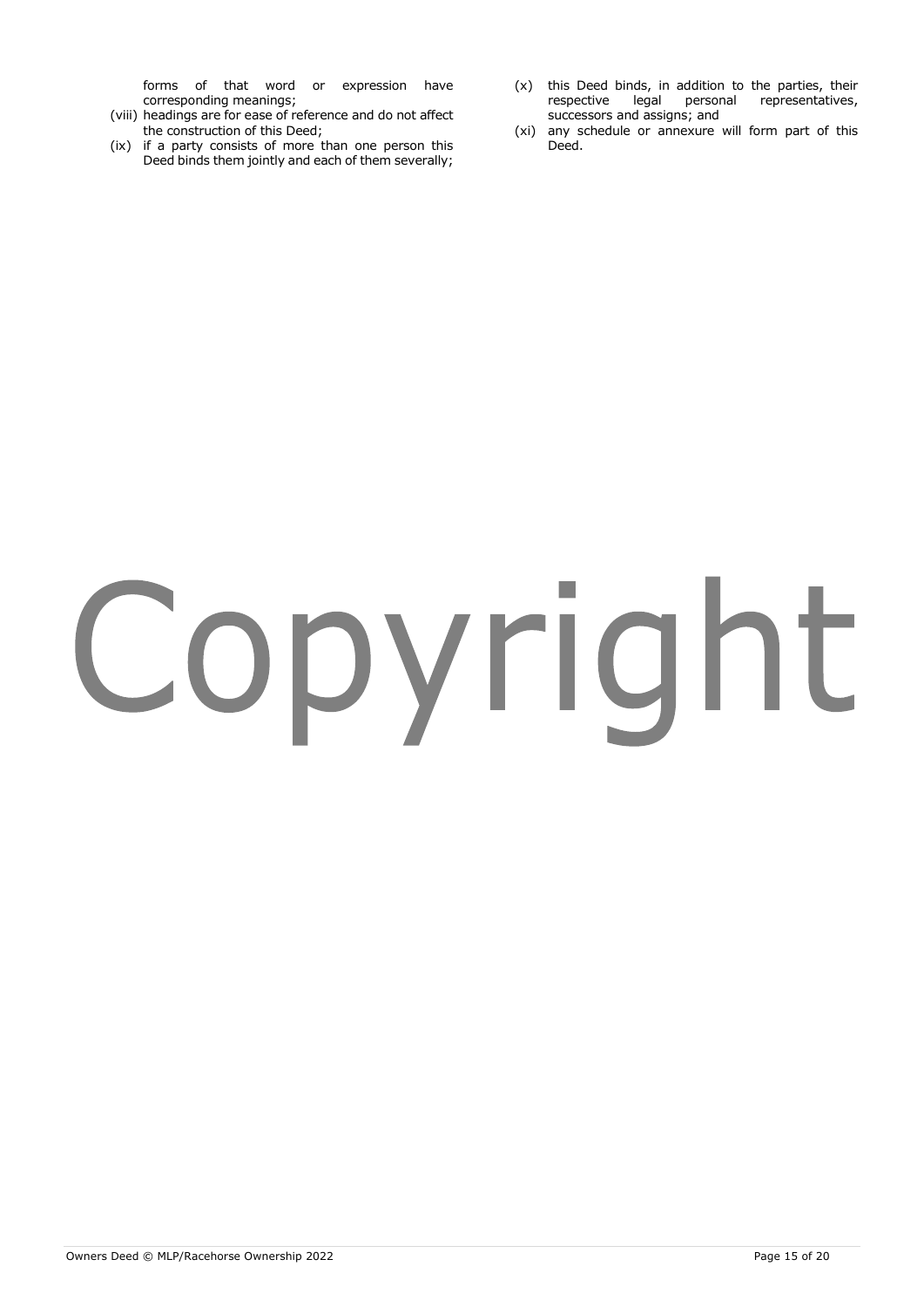forms of that word or expression have corresponding meanings;

(viii) headings are for ease of reference and do not affect the construction of this Deed;

(ix) if a party consists of more than one person this Deed binds them jointly and each of them severally;

(x) this Deed binds, in addition to the parties, their respective legal personal representatives, successors and assigns; and

(xi) any schedule or annexure will form part of this Deed.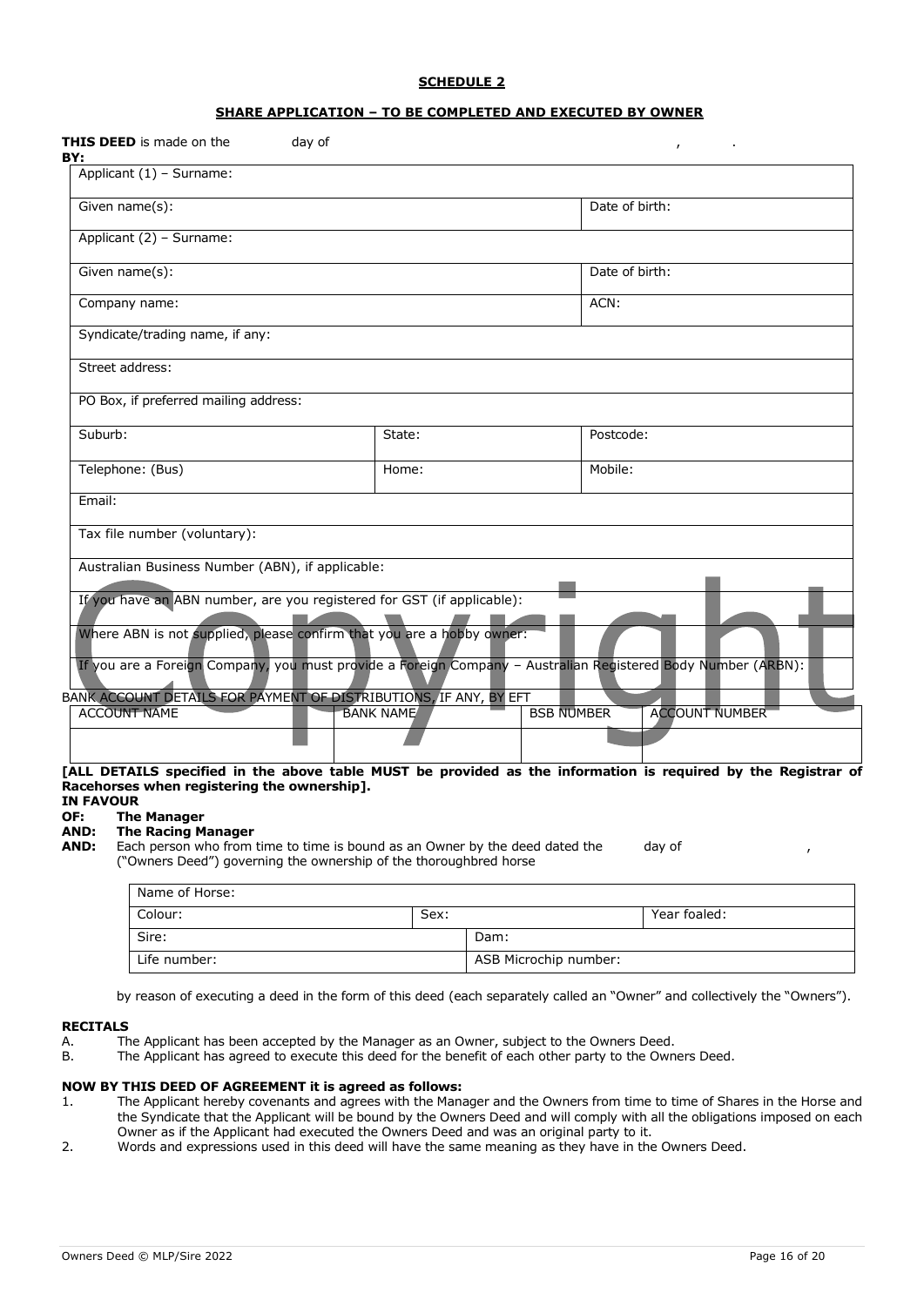**SCHEDULE 2**

**SHARE APPLICATION – TO BE COMPLETED AND EXECUTED BY OWNER**

**THIS DEED** is made on the day of ,     .

**BY:**

| Applicant (1) – Surname: | | |
|---|---|---|
| Given name(s): | | Date of birth: |
| Applicant (2) – Surname: | | |
| Given name(s): | | Date of birth: |
| Company name: | | ACN: |
| Syndicate/trading name, if any: | | |
| Street address: | | |
| PO Box, if preferred mailing address: | | |
| Suburb: | State: | Postcode: |
| Telephone: (Bus) | Home: | Mobile: |
| Email: | | |
| Tax file number (voluntary): | | |
| Australian Business Number (ABN), if applicable: | | |
| If you have an ABN number, are you registered for GST (if applicable): | | |
| Where ABN is not supplied, please confirm that you are a hobby owner: | | |
| If you are a Foreign Company, you must provide a Foreign Company – Australian Registered Body Number (ARBN): | | |

BANK ACCOUNT DETAILS FOR PAYMENT OF DISTRIBUTIONS, IF ANY, BY EFT

| ACCOUNT NAME | BANK NAME | BSB NUMBER | ACCOUNT NUMBER |
|---|---|---|---|
| | | | |

**[ALL DETAILS specified in the above table MUST be provided as the information is required by the Registrar of Racehorses when registering the ownership].**

**IN FAVOUR**

**OF:** **The Manager**

**AND:** **The Racing Manager**

**AND:** Each person who from time to time is bound as an Owner by the deed dated the day of , ("Owners Deed") governing the ownership of the thoroughbred horse

| Name of Horse: | | | |
|---|---|---|---|
| Colour: | Sex: | | Year foaled: |
| Sire: | | Dam: | |
| Life number: | | ASB Microchip number: | |

by reason of executing a deed in the form of this deed (each separately called an "Owner" and collectively the "Owners").

**RECITALS**

A. The Applicant has been accepted by the Manager as an Owner, subject to the Owners Deed.

B. The Applicant has agreed to execute this deed for the benefit of each other party to the Owners Deed.

**NOW BY THIS DEED OF AGREEMENT it is agreed as follows:**

1. The Applicant hereby covenants and agrees with the Manager and the Owners from time to time of Shares in the Horse and the Syndicate that the Applicant will be bound by the Owners Deed and will comply with all the obligations imposed on each Owner as if the Applicant had executed the Owners Deed and was an original party to it.
2. Words and expressions used in this deed will have the same meaning as they have in the Owners Deed.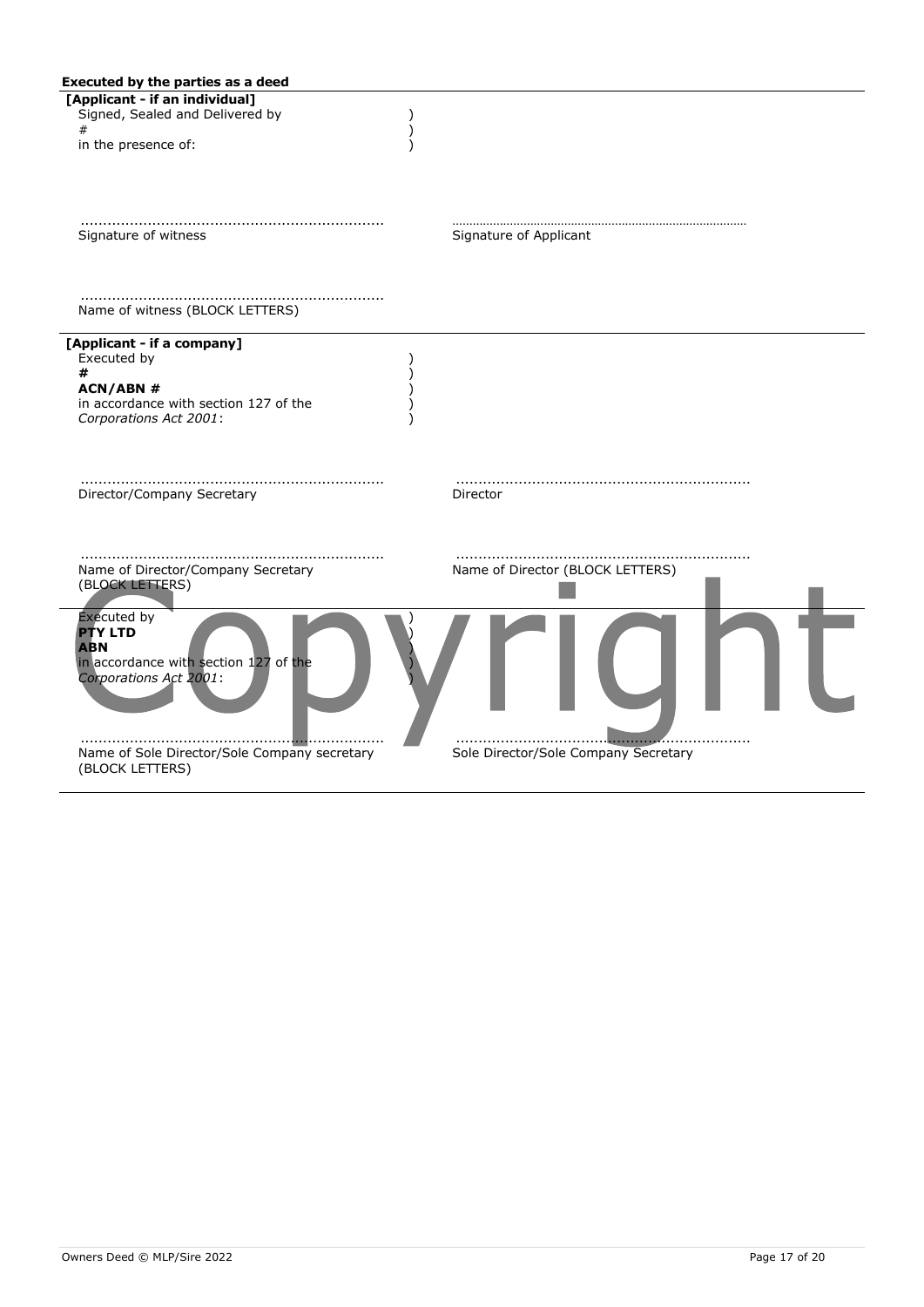**Executed by the parties as a deed**

**[Applicant - if an individual]**

Signed, Sealed and Delivered by )
# )
in the presence of: )

...................................................................
Signature of witness

...................................................................
Signature of Applicant

...................................................................
Name of witness (BLOCK LETTERS)

**[Applicant - if a company]**

Executed by )
**#** )
**ACN/ABN #** )
in accordance with section 127 of the )
*Corporations Act 2001*: )

...................................................................
Director/Company Secretary

...................................................................
Director

...................................................................
Name of Director/Company Secretary (BLOCK LETTERS)

...................................................................
Name of Director (BLOCK LETTERS)

Executed by )
**PTY LTD** )
**ABN** )
in accordance with section 127 of the )
*Corporations Act 2001*: )

...................................................................
Name of Sole Director/Sole Company secretary (BLOCK LETTERS)

...................................................................
Sole Director/Sole Company Secretary

Copyright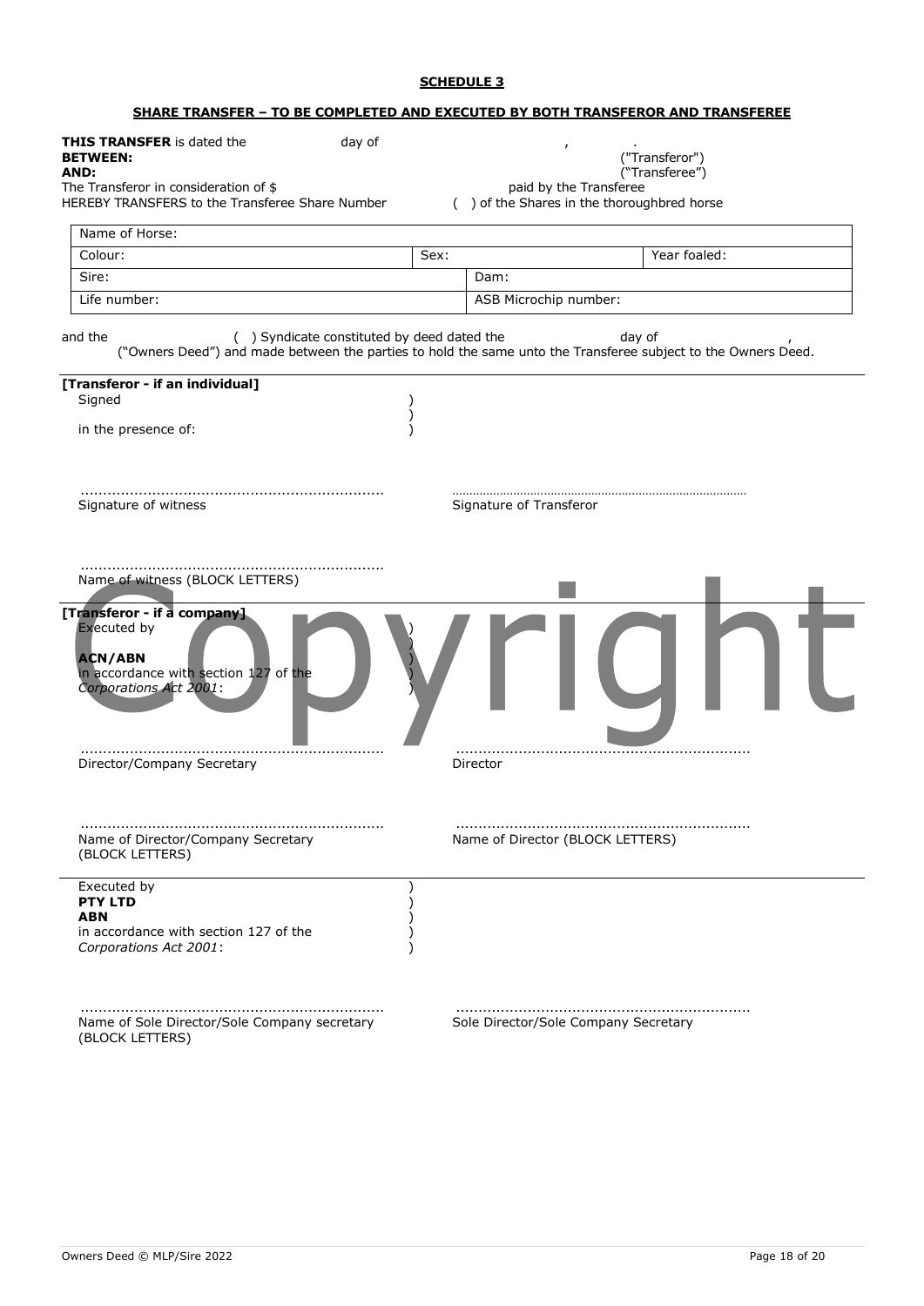**SCHEDULE 3**

**SHARE TRANSFER – TO BE COMPLETED AND EXECUTED BY BOTH TRANSFEROR AND TRANSFEREE**

**THIS TRANSFER** is dated the day of , .

**BETWEEN:** ("Transferor")

**AND:** ("Transferee")

The Transferor in consideration of $ paid by the Transferee

HEREBY TRANSFERS to the Transferee Share Number ( ) of the Shares in the thoroughbred horse

| Name of Horse: | | |
|---|---|---|
| Colour: | Sex: | Year foaled: |
| Sire: | Dam: | |
| Life number: | ASB Microchip number: | |

and the ( ) Syndicate constituted by deed dated the day of , ("Owners Deed") and made between the parties to hold the same unto the Transferee subject to the Owners Deed.

**[Transferor - if an individual]**

Signed )
)
in the presence of: )

.................................................................... ....................................................................

Signature of witness Signature of Transferor

....................................................................

Name of witness (BLOCK LETTERS)

**[Transferor - if a company]**

Executed by )
)
**ACN/ABN** )
in accordance with section 127 of the )
*Corporations Act 2001*: )

.................................................................... ....................................................................

Director/Company Secretary Director

.................................................................... ....................................................................

Name of Director/Company Secretary (BLOCK LETTERS) Name of Director (BLOCK LETTERS)

Executed by )
**PTY LTD** )
**ABN** )
in accordance with section 127 of the )
*Corporations Act 2001*: )

.................................................................... ....................................................................

Name of Sole Director/Sole Company secretary (BLOCK LETTERS) Sole Director/Sole Company Secretary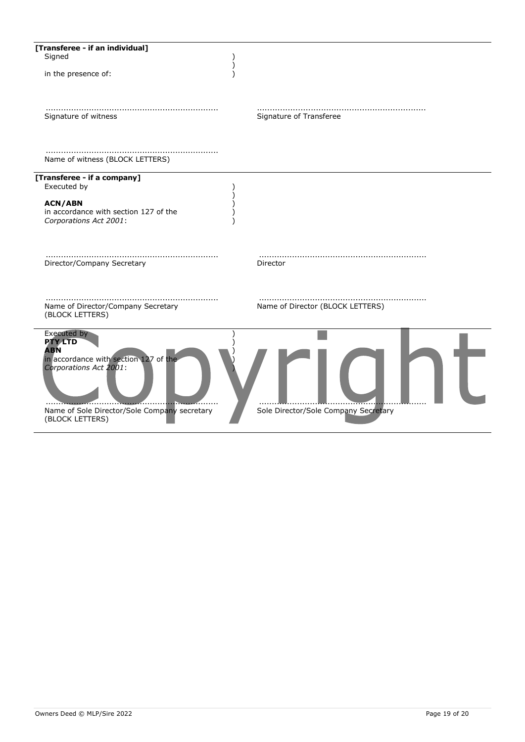**[Transferee - if an individual]**

Signed )
)
in the presence of: )

| | |
|---|---|
| ................................................................... | ................................................................. |
| Signature of witness | Signature of Transferee |
| ................................................................... | |
| Name of witness (BLOCK LETTERS) | |

**[Transferee - if a company]**

Executed by )
)
**ACN/ABN** )
in accordance with section 127 of the )
*Corporations Act 2001*: )

| | |
|---|---|
| ................................................................... | ................................................................. |
| Director/Company Secretary | Director |
| ................................................................... | ................................................................. |
| Name of Director/Company Secretary (BLOCK LETTERS) | Name of Director (BLOCK LETTERS) |

Executed by )
**PTY LTD** )
**ABN** )
in accordance with section 127 of the )
*Corporations Act 2001*: )

| | |
|---|---|
| ................................................................... | ................................................................. |
| Name of Sole Director/Sole Company secretary (BLOCK LETTERS) | Sole Director/Sole Company Secretary |

Copyright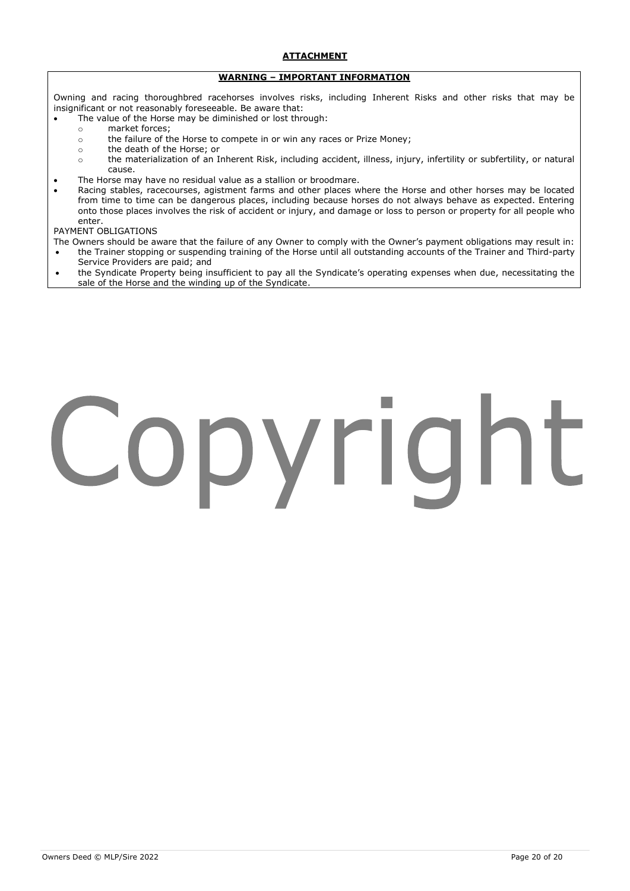**ATTACHMENT**

**WARNING – IMPORTANT INFORMATION**

Owning and racing thoroughbred racehorses involves risks, including Inherent Risks and other risks that may be insignificant or not reasonably foreseeable. Be aware that:

- The value of the Horse may be diminished or lost through:
  - market forces;
  - the failure of the Horse to compete in or win any races or Prize Money;
  - the death of the Horse; or
  - the materialization of an Inherent Risk, including accident, illness, injury, infertility or subfertility, or natural cause.
- The Horse may have no residual value as a stallion or broodmare.
- Racing stables, racecourses, agistment farms and other places where the Horse and other horses may be located from time to time can be dangerous places, including because horses do not always behave as expected. Entering onto those places involves the risk of accident or injury, and damage or loss to person or property for all people who enter.

PAYMENT OBLIGATIONS

The Owners should be aware that the failure of any Owner to comply with the Owner's payment obligations may result in:

- the Trainer stopping or suspending training of the Horse until all outstanding accounts of the Trainer and Third-party Service Providers are paid; and
- the Syndicate Property being insufficient to pay all the Syndicate's operating expenses when due, necessitating the sale of the Horse and the winding up of the Syndicate.

Copyright